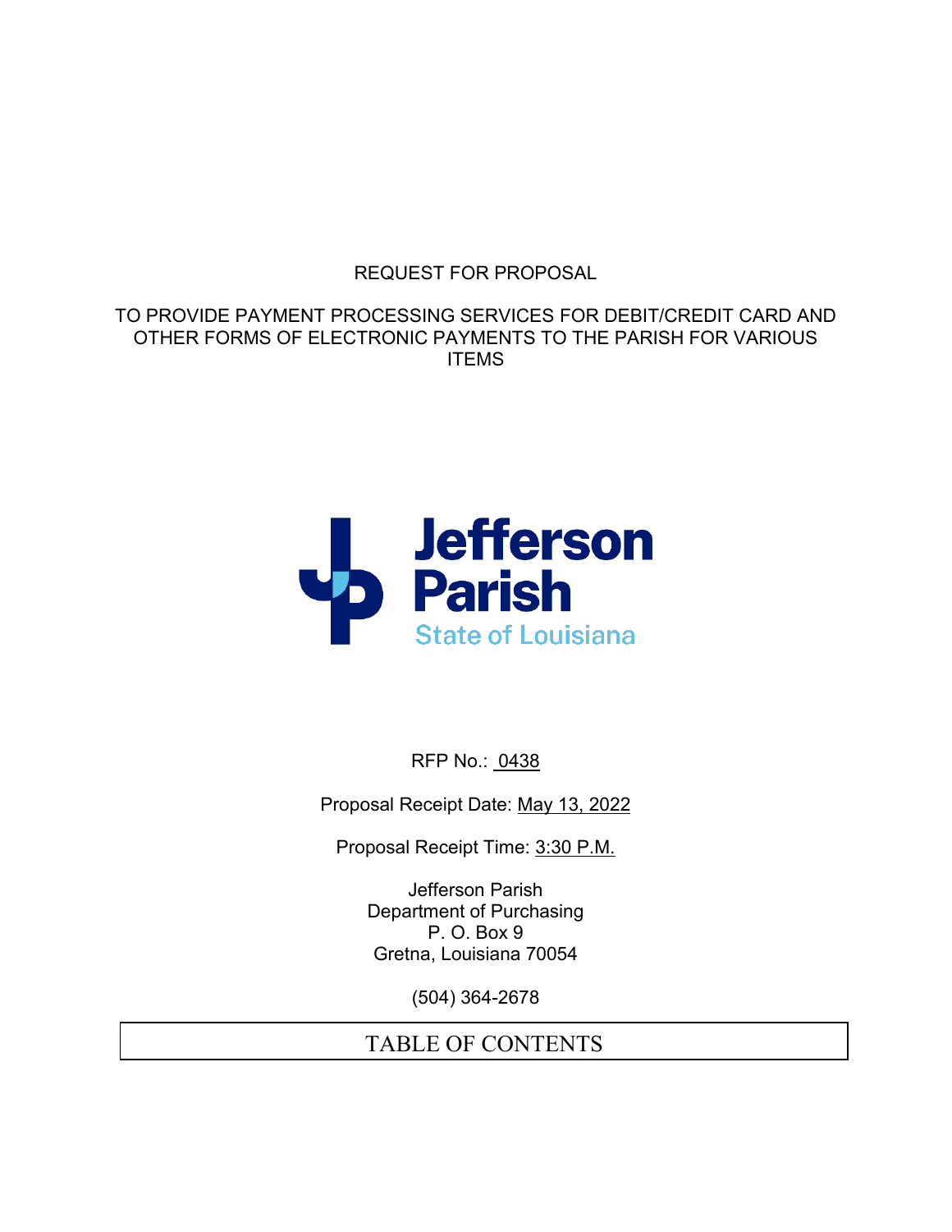REQUEST FOR PROPOSAL

TO PROVIDE PAYMENT PROCESSING SERVICES FOR DEBIT/CREDIT CARD AND OTHER FORMS OF ELECTRONIC PAYMENTS TO THE PARISH FOR VARIOUS ITEMS

Jefferson Parish
State of Louisiana

RFP No.: 0438

Proposal Receipt Date: May 13, 2022

Proposal Receipt Time: 3:30 P.M.

Jefferson Parish
Department of Purchasing
P. O. Box 9
Gretna, Louisiana 70054

(504) 364-2678

## TABLE OF CONTENTS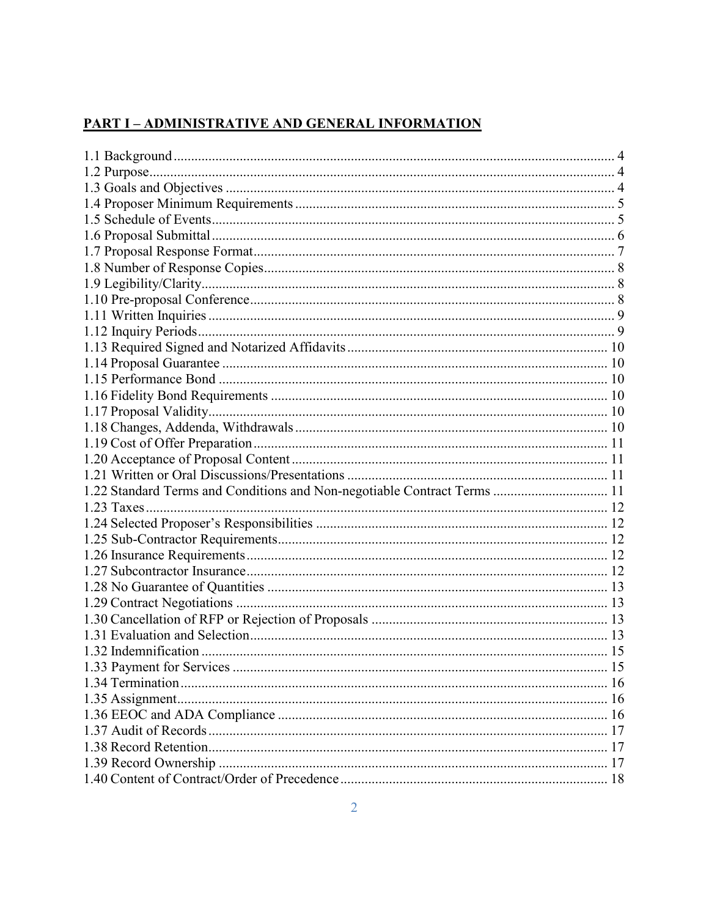## PART I – ADMINISTRATIVE AND GENERAL INFORMATION

1.1 Background ........................................................ 4
1.2 Purpose ........................................................ 4
1.3 Goals and Objectives ........................................................ 4
1.4 Proposer Minimum Requirements ........................................................ 5
1.5 Schedule of Events ........................................................ 5
1.6 Proposal Submittal ........................................................ 6
1.7 Proposal Response Format ........................................................ 7
1.8 Number of Response Copies ........................................................ 8
1.9 Legibility/Clarity ........................................................ 8
1.10 Pre-proposal Conference ........................................................ 8
1.11 Written Inquiries ........................................................ 9
1.12 Inquiry Periods ........................................................ 9
1.13 Required Signed and Notarized Affidavits ........................................................ 10
1.14 Proposal Guarantee ........................................................ 10
1.15 Performance Bond ........................................................ 10
1.16 Fidelity Bond Requirements ........................................................ 10
1.17 Proposal Validity ........................................................ 10
1.18 Changes, Addenda, Withdrawals ........................................................ 10
1.19 Cost of Offer Preparation ........................................................ 11
1.20 Acceptance of Proposal Content ........................................................ 11
1.21 Written or Oral Discussions/Presentations ........................................................ 11
1.22 Standard Terms and Conditions and Non-negotiable Contract Terms ........................................................ 11
1.23 Taxes ........................................................ 12
1.24 Selected Proposer's Responsibilities ........................................................ 12
1.25 Sub-Contractor Requirements ........................................................ 12
1.26 Insurance Requirements ........................................................ 12
1.27 Subcontractor Insurance ........................................................ 12
1.28 No Guarantee of Quantities ........................................................ 13
1.29 Contract Negotiations ........................................................ 13
1.30 Cancellation of RFP or Rejection of Proposals ........................................................ 13
1.31 Evaluation and Selection ........................................................ 13
1.32 Indemnification ........................................................ 15
1.33 Payment for Services ........................................................ 15
1.34 Termination ........................................................ 16
1.35 Assignment ........................................................ 16
1.36 EEOC and ADA Compliance ........................................................ 16
1.37 Audit of Records ........................................................ 17
1.38 Record Retention ........................................................ 17
1.39 Record Ownership ........................................................ 17
1.40 Content of Contract/Order of Precedence ........................................................ 18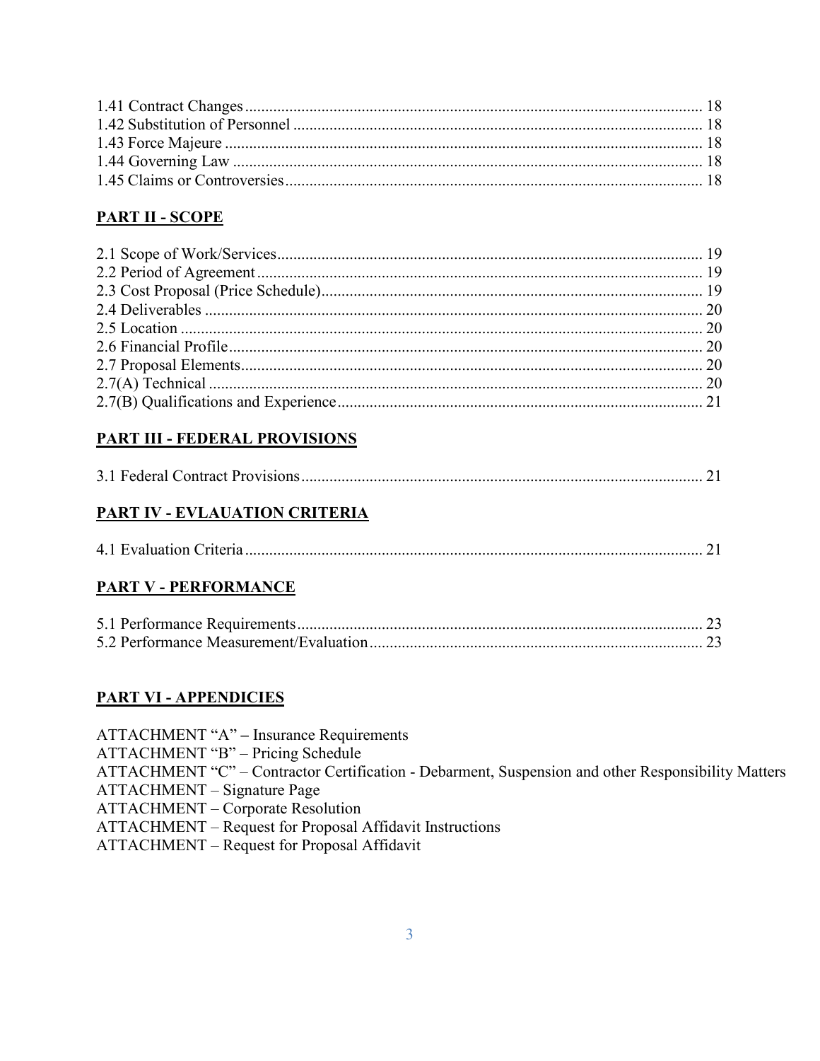1.41 Contract Changes ........................................................................................................ 18
1.42 Substitution of Personnel ............................................................................................. 18
1.43 Force Majeure ............................................................................................................. 18
1.44 Governing Law ............................................................................................................ 18
1.45 Claims or Controversies............................................................................................... 18

## PART II - SCOPE

2.1 Scope of Work/Services................................................................................................ 19
2.2 Period of Agreement..................................................................................................... 19
2.3 Cost Proposal (Price Schedule)...................................................................................... 19
2.4 Deliverables ................................................................................................................. 20
2.5 Location ....................................................................................................................... 20
2.6 Financial Profile............................................................................................................ 20
2.7 Proposal Elements......................................................................................................... 20
2.7(A) Technical ................................................................................................................. 20
2.7(B) Qualifications and Experience.................................................................................. 21

## PART III - FEDERAL PROVISIONS

3.1 Federal Contract Provisions........................................................................................... 21

## PART IV - EVLAUATION CRITERIA

4.1 Evaluation Criteria ........................................................................................................ 21

## PART V - PERFORMANCE

5.1 Performance Requirements........................................................................................... 23
5.2 Performance Measurement/Evaluation.......................................................................... 23

## PART VI - APPENDICIES

ATTACHMENT "A" – Insurance Requirements
ATTACHMENT "B" – Pricing Schedule
ATTACHMENT "C" – Contractor Certification - Debarment, Suspension and other Responsibility Matters
ATTACHMENT – Signature Page
ATTACHMENT – Corporate Resolution
ATTACHMENT – Request for Proposal Affidavit Instructions
ATTACHMENT – Request for Proposal Affidavit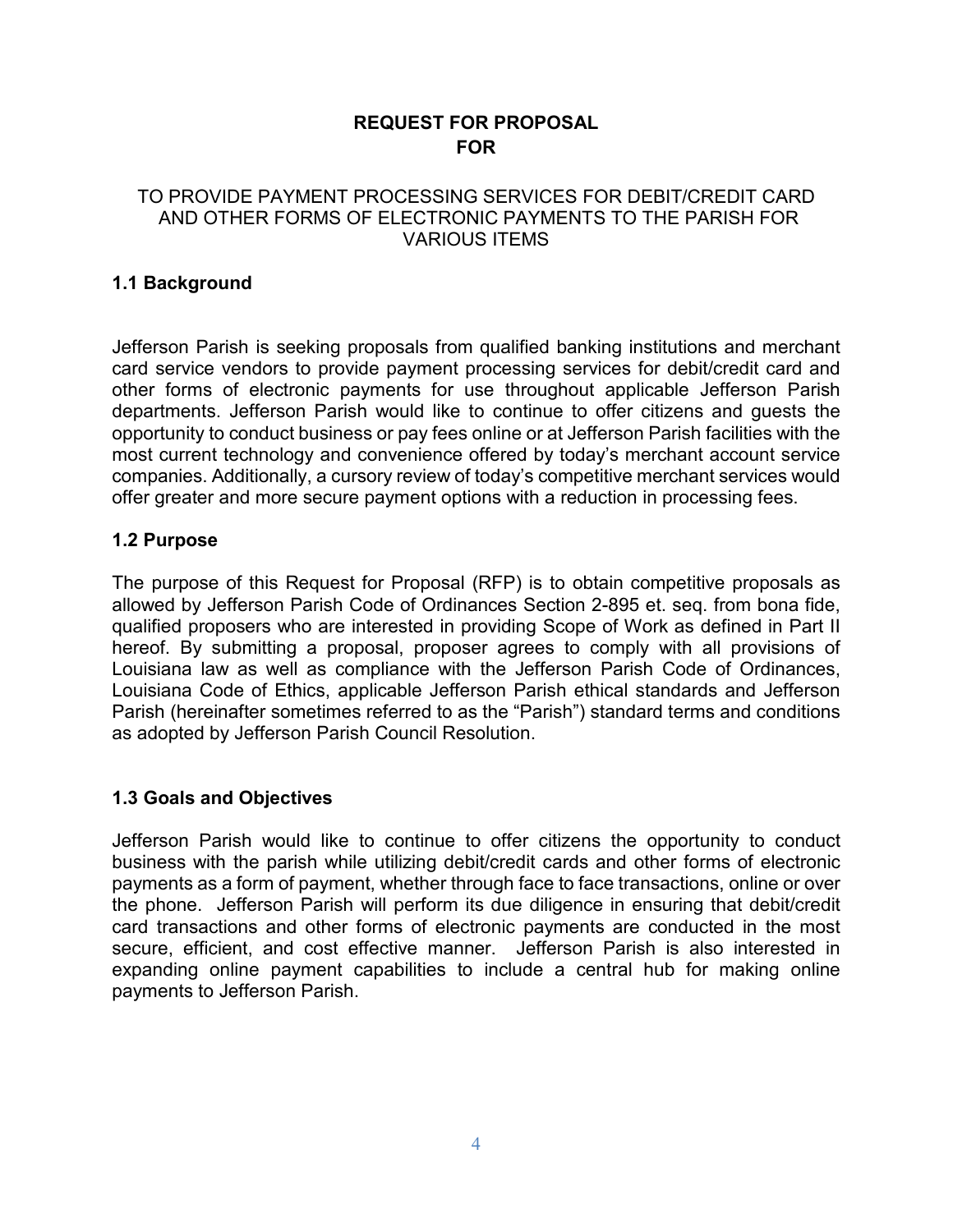# REQUEST FOR PROPOSAL
# FOR

TO PROVIDE PAYMENT PROCESSING SERVICES FOR DEBIT/CREDIT CARD AND OTHER FORMS OF ELECTRONIC PAYMENTS TO THE PARISH FOR VARIOUS ITEMS

## 1.1 Background

Jefferson Parish is seeking proposals from qualified banking institutions and merchant card service vendors to provide payment processing services for debit/credit card and other forms of electronic payments for use throughout applicable Jefferson Parish departments. Jefferson Parish would like to continue to offer citizens and guests the opportunity to conduct business or pay fees online or at Jefferson Parish facilities with the most current technology and convenience offered by today's merchant account service companies. Additionally, a cursory review of today's competitive merchant services would offer greater and more secure payment options with a reduction in processing fees.

## 1.2 Purpose

The purpose of this Request for Proposal (RFP) is to obtain competitive proposals as allowed by Jefferson Parish Code of Ordinances Section 2-895 et. seq. from bona fide, qualified proposers who are interested in providing Scope of Work as defined in Part II hereof. By submitting a proposal, proposer agrees to comply with all provisions of Louisiana law as well as compliance with the Jefferson Parish Code of Ordinances, Louisiana Code of Ethics, applicable Jefferson Parish ethical standards and Jefferson Parish (hereinafter sometimes referred to as the "Parish") standard terms and conditions as adopted by Jefferson Parish Council Resolution.

## 1.3 Goals and Objectives

Jefferson Parish would like to continue to offer citizens the opportunity to conduct business with the parish while utilizing debit/credit cards and other forms of electronic payments as a form of payment, whether through face to face transactions, online or over the phone. Jefferson Parish will perform its due diligence in ensuring that debit/credit card transactions and other forms of electronic payments are conducted in the most secure, efficient, and cost effective manner. Jefferson Parish is also interested in expanding online payment capabilities to include a central hub for making online payments to Jefferson Parish.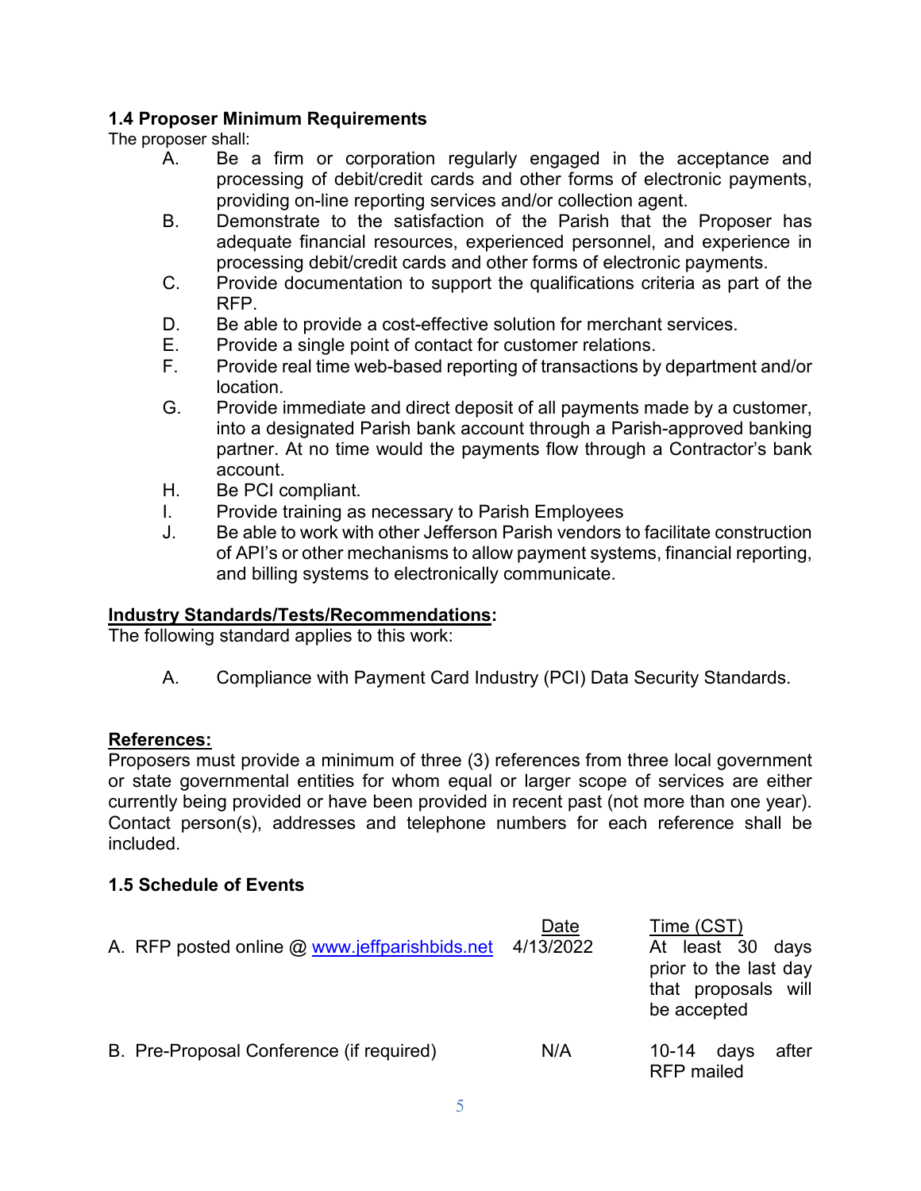### 1.4 Proposer Minimum Requirements

The proposer shall:

A. Be a firm or corporation regularly engaged in the acceptance and processing of debit/credit cards and other forms of electronic payments, providing on-line reporting services and/or collection agent.

B. Demonstrate to the satisfaction of the Parish that the Proposer has adequate financial resources, experienced personnel, and experience in processing debit/credit cards and other forms of electronic payments.

C. Provide documentation to support the qualifications criteria as part of the RFP.

D. Be able to provide a cost-effective solution for merchant services.

E. Provide a single point of contact for customer relations.

F. Provide real time web-based reporting of transactions by department and/or location.

G. Provide immediate and direct deposit of all payments made by a customer, into a designated Parish bank account through a Parish-approved banking partner. At no time would the payments flow through a Contractor's bank account.

H. Be PCI compliant.

I. Provide training as necessary to Parish Employees

J. Be able to work with other Jefferson Parish vendors to facilitate construction of API's or other mechanisms to allow payment systems, financial reporting, and billing systems to electronically communicate.

**Industry Standards/Tests/Recommendations:**

The following standard applies to this work:

A. Compliance with Payment Card Industry (PCI) Data Security Standards.

**References:**

Proposers must provide a minimum of three (3) references from three local government or state governmental entities for whom equal or larger scope of services are either currently being provided or have been provided in recent past (not more than one year). Contact person(s), addresses and telephone numbers for each reference shall be included.

### 1.5 Schedule of Events

| | Date | Time (CST) |
|---|---|---|
| A. RFP posted online @ www.jeffparishbids.net | 4/13/2022 | At least 30 days prior to the last day that proposals will be accepted |
| B. Pre-Proposal Conference (if required) | N/A | 10-14 days after RFP mailed |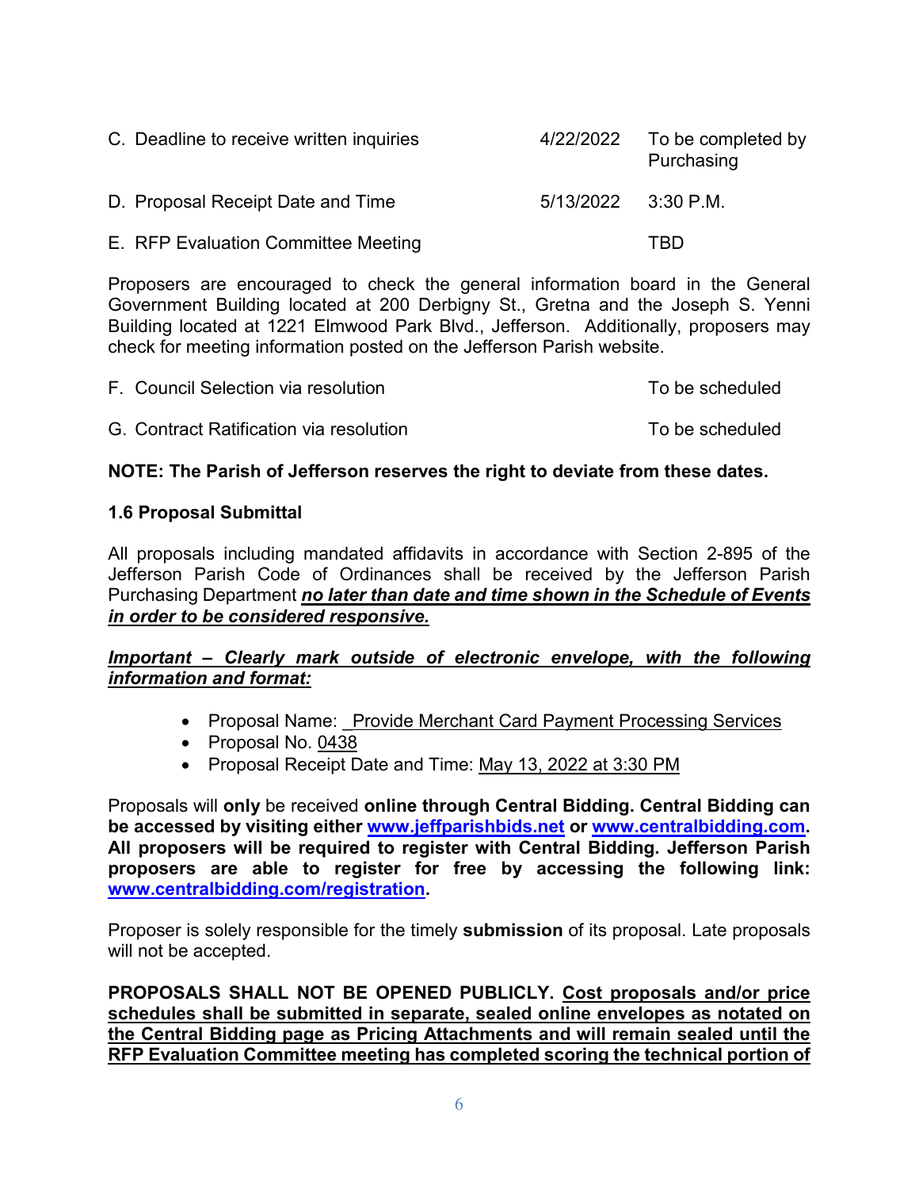| | | |
|---|---|---|
| C. Deadline to receive written inquiries | 4/22/2022 | To be completed by Purchasing |
| D. Proposal Receipt Date and Time | 5/13/2022 | 3:30 P.M. |
| E. RFP Evaluation Committee Meeting | | TBD |

Proposers are encouraged to check the general information board in the General Government Building located at 200 Derbigny St., Gretna and the Joseph S. Yenni Building located at 1221 Elmwood Park Blvd., Jefferson. Additionally, proposers may check for meeting information posted on the Jefferson Parish website.

| | |
|---|---|
| F. Council Selection via resolution | To be scheduled |
| G. Contract Ratification via resolution | To be scheduled |

**NOTE: The Parish of Jefferson reserves the right to deviate from these dates.**

**1.6 Proposal Submittal**

All proposals including mandated affidavits in accordance with Section 2-895 of the Jefferson Parish Code of Ordinances shall be received by the Jefferson Parish Purchasing Department ***no later than date and time shown in the Schedule of Events in order to be considered responsive.***

***Important – Clearly mark outside of electronic envelope, with the following information and format:***

- Proposal Name: Provide Merchant Card Payment Processing Services
- Proposal No. 0438
- Proposal Receipt Date and Time: May 13, 2022 at 3:30 PM

Proposals will **only** be received **online through Central Bidding. Central Bidding can be accessed by visiting either www.jeffparishbids.net or www.centralbidding.com. All proposers will be required to register with Central Bidding. Jefferson Parish proposers are able to register for free by accessing the following link: www.centralbidding.com/registration.**

Proposer is solely responsible for the timely **submission** of its proposal. Late proposals will not be accepted.

**PROPOSALS SHALL NOT BE OPENED PUBLICLY. Cost proposals and/or price schedules shall be submitted in separate, sealed online envelopes as notated on the Central Bidding page as Pricing Attachments and will remain sealed until the RFP Evaluation Committee meeting has completed scoring the technical portion of**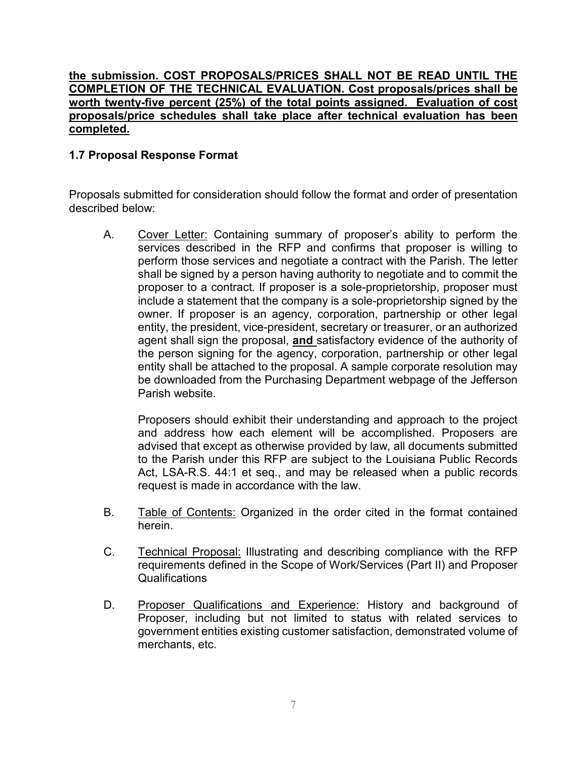**the submission. COST PROPOSALS/PRICES SHALL NOT BE READ UNTIL THE COMPLETION OF THE TECHNICAL EVALUATION. Cost proposals/prices shall be worth twenty-five percent (25%) of the total points assigned. Evaluation of cost proposals/price schedules shall take place after technical evaluation has been completed.**

### 1.7 Proposal Response Format

Proposals submitted for consideration should follow the format and order of presentation described below:

A. Cover Letter: Containing summary of proposer's ability to perform the services described in the RFP and confirms that proposer is willing to perform those services and negotiate a contract with the Parish. The letter shall be signed by a person having authority to negotiate and to commit the proposer to a contract. If proposer is a sole-proprietorship, proposer must include a statement that the company is a sole-proprietorship signed by the owner. If proposer is an agency, corporation, partnership or other legal entity, the president, vice-president, secretary or treasurer, or an authorized agent shall sign the proposal, **and** satisfactory evidence of the authority of the person signing for the agency, corporation, partnership or other legal entity shall be attached to the proposal. A sample corporate resolution may be downloaded from the Purchasing Department webpage of the Jefferson Parish website.

   Proposers should exhibit their understanding and approach to the project and address how each element will be accomplished. Proposers are advised that except as otherwise provided by law, all documents submitted to the Parish under this RFP are subject to the Louisiana Public Records Act, LSA-R.S. 44:1 et seq., and may be released when a public records request is made in accordance with the law.

B. Table of Contents: Organized in the order cited in the format contained herein.

C. Technical Proposal: Illustrating and describing compliance with the RFP requirements defined in the Scope of Work/Services (Part II) and Proposer Qualifications

D. Proposer Qualifications and Experience: History and background of Proposer, including but not limited to status with related services to government entities existing customer satisfaction, demonstrated volume of merchants, etc.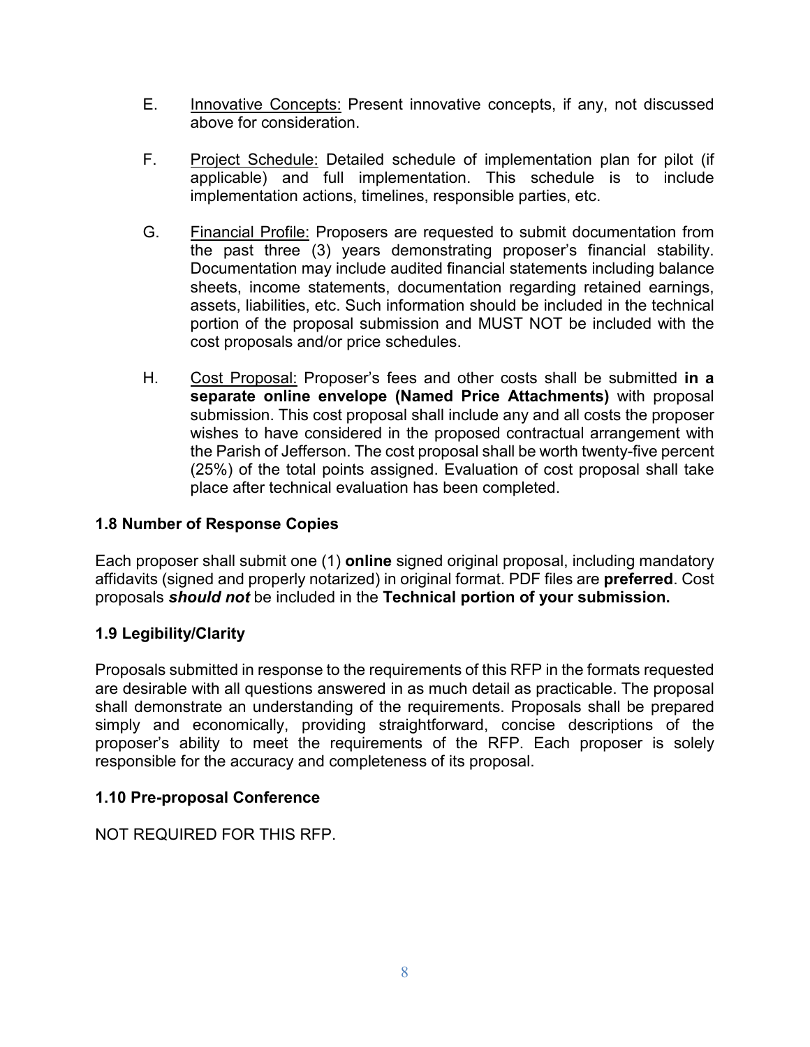E. Innovative Concepts: Present innovative concepts, if any, not discussed above for consideration.

F. Project Schedule: Detailed schedule of implementation plan for pilot (if applicable) and full implementation. This schedule is to include implementation actions, timelines, responsible parties, etc.

G. Financial Profile: Proposers are requested to submit documentation from the past three (3) years demonstrating proposer's financial stability. Documentation may include audited financial statements including balance sheets, income statements, documentation regarding retained earnings, assets, liabilities, etc. Such information should be included in the technical portion of the proposal submission and MUST NOT be included with the cost proposals and/or price schedules.

H. Cost Proposal: Proposer's fees and other costs shall be submitted **in a separate online envelope (Named Price Attachments)** with proposal submission. This cost proposal shall include any and all costs the proposer wishes to have considered in the proposed contractual arrangement with the Parish of Jefferson. The cost proposal shall be worth twenty-five percent (25%) of the total points assigned. Evaluation of cost proposal shall take place after technical evaluation has been completed.

### 1.8 Number of Response Copies

Each proposer shall submit one (1) **online** signed original proposal, including mandatory affidavits (signed and properly notarized) in original format. PDF files are **preferred**. Cost proposals ***should not*** be included in the **Technical portion of your submission.**

### 1.9 Legibility/Clarity

Proposals submitted in response to the requirements of this RFP in the formats requested are desirable with all questions answered in as much detail as practicable. The proposal shall demonstrate an understanding of the requirements. Proposals shall be prepared simply and economically, providing straightforward, concise descriptions of the proposer's ability to meet the requirements of the RFP. Each proposer is solely responsible for the accuracy and completeness of its proposal.

### 1.10 Pre-proposal Conference

NOT REQUIRED FOR THIS RFP.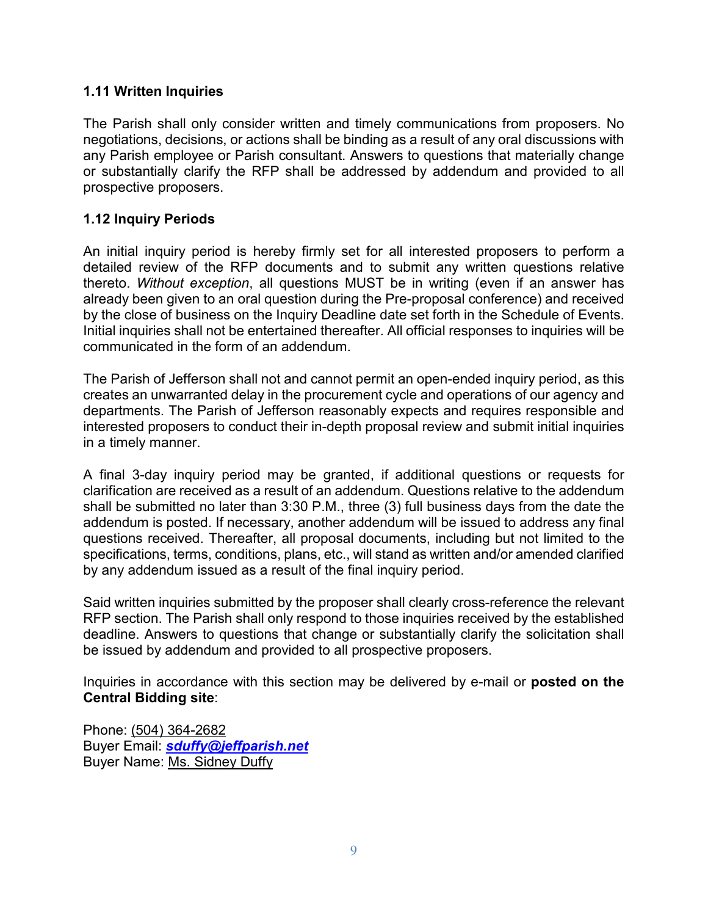### 1.11 Written Inquiries

The Parish shall only consider written and timely communications from proposers. No negotiations, decisions, or actions shall be binding as a result of any oral discussions with any Parish employee or Parish consultant. Answers to questions that materially change or substantially clarify the RFP shall be addressed by addendum and provided to all prospective proposers.

### 1.12 Inquiry Periods

An initial inquiry period is hereby firmly set for all interested proposers to perform a detailed review of the RFP documents and to submit any written questions relative thereto. *Without exception*, all questions MUST be in writing (even if an answer has already been given to an oral question during the Pre-proposal conference) and received by the close of business on the Inquiry Deadline date set forth in the Schedule of Events. Initial inquiries shall not be entertained thereafter. All official responses to inquiries will be communicated in the form of an addendum.

The Parish of Jefferson shall not and cannot permit an open-ended inquiry period, as this creates an unwarranted delay in the procurement cycle and operations of our agency and departments. The Parish of Jefferson reasonably expects and requires responsible and interested proposers to conduct their in-depth proposal review and submit initial inquiries in a timely manner.

A final 3-day inquiry period may be granted, if additional questions or requests for clarification are received as a result of an addendum. Questions relative to the addendum shall be submitted no later than 3:30 P.M., three (3) full business days from the date the addendum is posted. If necessary, another addendum will be issued to address any final questions received. Thereafter, all proposal documents, including but not limited to the specifications, terms, conditions, plans, etc., will stand as written and/or amended clarified by any addendum issued as a result of the final inquiry period.

Said written inquiries submitted by the proposer shall clearly cross-reference the relevant RFP section. The Parish shall only respond to those inquiries received by the established deadline. Answers to questions that change or substantially clarify the solicitation shall be issued by addendum and provided to all prospective proposers.

Inquiries in accordance with this section may be delivered by e-mail or **posted on the Central Bidding site**:

Phone: (504) 364-2682
Buyer Email: ***sduffy@jeffparish.net***
Buyer Name: Ms. Sidney Duffy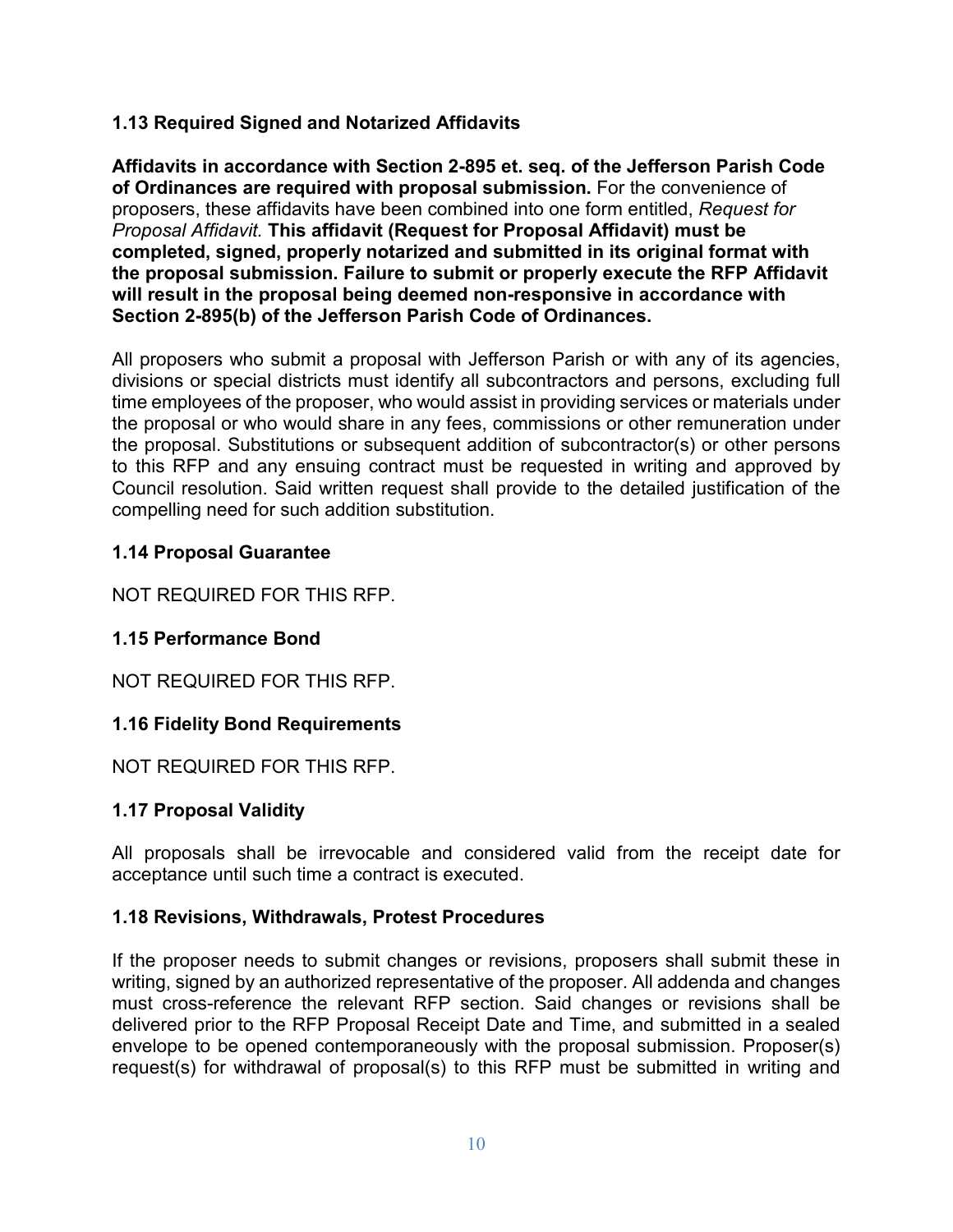### 1.13 Required Signed and Notarized Affidavits

**Affidavits in accordance with Section 2-895 et. seq. of the Jefferson Parish Code of Ordinances are required with proposal submission.** For the convenience of proposers, these affidavits have been combined into one form entitled, *Request for Proposal Affidavit.* **This affidavit (Request for Proposal Affidavit) must be completed, signed, properly notarized and submitted in its original format with the proposal submission. Failure to submit or properly execute the RFP Affidavit will result in the proposal being deemed non-responsive in accordance with Section 2-895(b) of the Jefferson Parish Code of Ordinances.**

All proposers who submit a proposal with Jefferson Parish or with any of its agencies, divisions or special districts must identify all subcontractors and persons, excluding full time employees of the proposer, who would assist in providing services or materials under the proposal or who would share in any fees, commissions or other remuneration under the proposal. Substitutions or subsequent addition of subcontractor(s) or other persons to this RFP and any ensuing contract must be requested in writing and approved by Council resolution. Said written request shall provide to the detailed justification of the compelling need for such addition substitution.

### 1.14 Proposal Guarantee

NOT REQUIRED FOR THIS RFP.

### 1.15 Performance Bond

NOT REQUIRED FOR THIS RFP.

### 1.16 Fidelity Bond Requirements

NOT REQUIRED FOR THIS RFP.

### 1.17 Proposal Validity

All proposals shall be irrevocable and considered valid from the receipt date for acceptance until such time a contract is executed.

### 1.18 Revisions, Withdrawals, Protest Procedures

If the proposer needs to submit changes or revisions, proposers shall submit these in writing, signed by an authorized representative of the proposer. All addenda and changes must cross-reference the relevant RFP section. Said changes or revisions shall be delivered prior to the RFP Proposal Receipt Date and Time, and submitted in a sealed envelope to be opened contemporaneously with the proposal submission. Proposer(s) request(s) for withdrawal of proposal(s) to this RFP must be submitted in writing and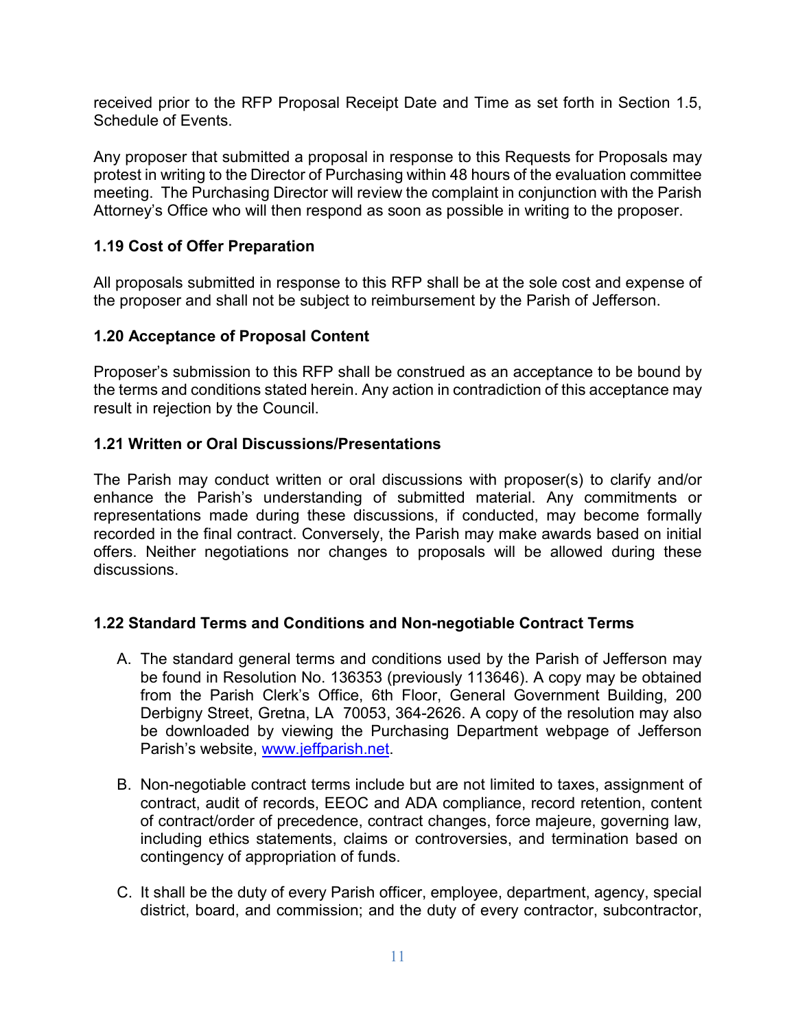received prior to the RFP Proposal Receipt Date and Time as set forth in Section 1.5, Schedule of Events.

Any proposer that submitted a proposal in response to this Requests for Proposals may protest in writing to the Director of Purchasing within 48 hours of the evaluation committee meeting. The Purchasing Director will review the complaint in conjunction with the Parish Attorney's Office who will then respond as soon as possible in writing to the proposer.

### 1.19 Cost of Offer Preparation

All proposals submitted in response to this RFP shall be at the sole cost and expense of the proposer and shall not be subject to reimbursement by the Parish of Jefferson.

### 1.20 Acceptance of Proposal Content

Proposer's submission to this RFP shall be construed as an acceptance to be bound by the terms and conditions stated herein. Any action in contradiction of this acceptance may result in rejection by the Council.

### 1.21 Written or Oral Discussions/Presentations

The Parish may conduct written or oral discussions with proposer(s) to clarify and/or enhance the Parish's understanding of submitted material. Any commitments or representations made during these discussions, if conducted, may become formally recorded in the final contract. Conversely, the Parish may make awards based on initial offers. Neither negotiations nor changes to proposals will be allowed during these discussions.

### 1.22 Standard Terms and Conditions and Non-negotiable Contract Terms

A. The standard general terms and conditions used by the Parish of Jefferson may be found in Resolution No. 136353 (previously 113646). A copy may be obtained from the Parish Clerk's Office, 6th Floor, General Government Building, 200 Derbigny Street, Gretna, LA 70053, 364-2626. A copy of the resolution may also be downloaded by viewing the Purchasing Department webpage of Jefferson Parish's website, [www.jeffparish.net](www.jeffparish.net).

B. Non-negotiable contract terms include but are not limited to taxes, assignment of contract, audit of records, EEOC and ADA compliance, record retention, content of contract/order of precedence, contract changes, force majeure, governing law, including ethics statements, claims or controversies, and termination based on contingency of appropriation of funds.

C. It shall be the duty of every Parish officer, employee, department, agency, special district, board, and commission; and the duty of every contractor, subcontractor,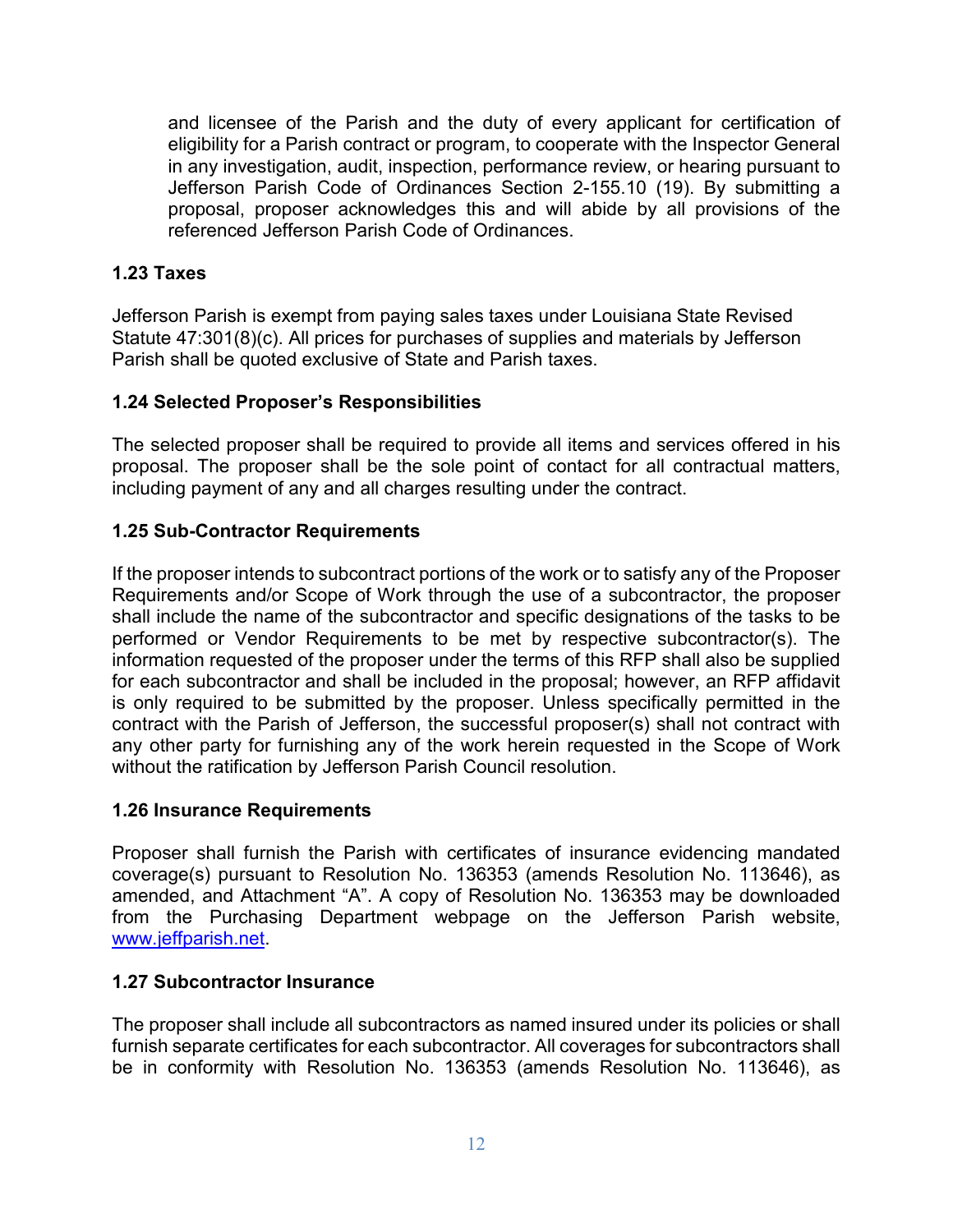and licensee of the Parish and the duty of every applicant for certification of eligibility for a Parish contract or program, to cooperate with the Inspector General in any investigation, audit, inspection, performance review, or hearing pursuant to Jefferson Parish Code of Ordinances Section 2-155.10 (19). By submitting a proposal, proposer acknowledges this and will abide by all provisions of the referenced Jefferson Parish Code of Ordinances.

**1.23 Taxes**

Jefferson Parish is exempt from paying sales taxes under Louisiana State Revised Statute 47:301(8)(c). All prices for purchases of supplies and materials by Jefferson Parish shall be quoted exclusive of State and Parish taxes.

**1.24 Selected Proposer's Responsibilities**

The selected proposer shall be required to provide all items and services offered in his proposal. The proposer shall be the sole point of contact for all contractual matters, including payment of any and all charges resulting under the contract.

**1.25 Sub-Contractor Requirements**

If the proposer intends to subcontract portions of the work or to satisfy any of the Proposer Requirements and/or Scope of Work through the use of a subcontractor, the proposer shall include the name of the subcontractor and specific designations of the tasks to be performed or Vendor Requirements to be met by respective subcontractor(s). The information requested of the proposer under the terms of this RFP shall also be supplied for each subcontractor and shall be included in the proposal; however, an RFP affidavit is only required to be submitted by the proposer. Unless specifically permitted in the contract with the Parish of Jefferson, the successful proposer(s) shall not contract with any other party for furnishing any of the work herein requested in the Scope of Work without the ratification by Jefferson Parish Council resolution.

**1.26 Insurance Requirements**

Proposer shall furnish the Parish with certificates of insurance evidencing mandated coverage(s) pursuant to Resolution No. 136353 (amends Resolution No. 113646), as amended, and Attachment "A". A copy of Resolution No. 136353 may be downloaded from the Purchasing Department webpage on the Jefferson Parish website, [www.jeffparish.net](www.jeffparish.net).

**1.27 Subcontractor Insurance**

The proposer shall include all subcontractors as named insured under its policies or shall furnish separate certificates for each subcontractor. All coverages for subcontractors shall be in conformity with Resolution No. 136353 (amends Resolution No. 113646), as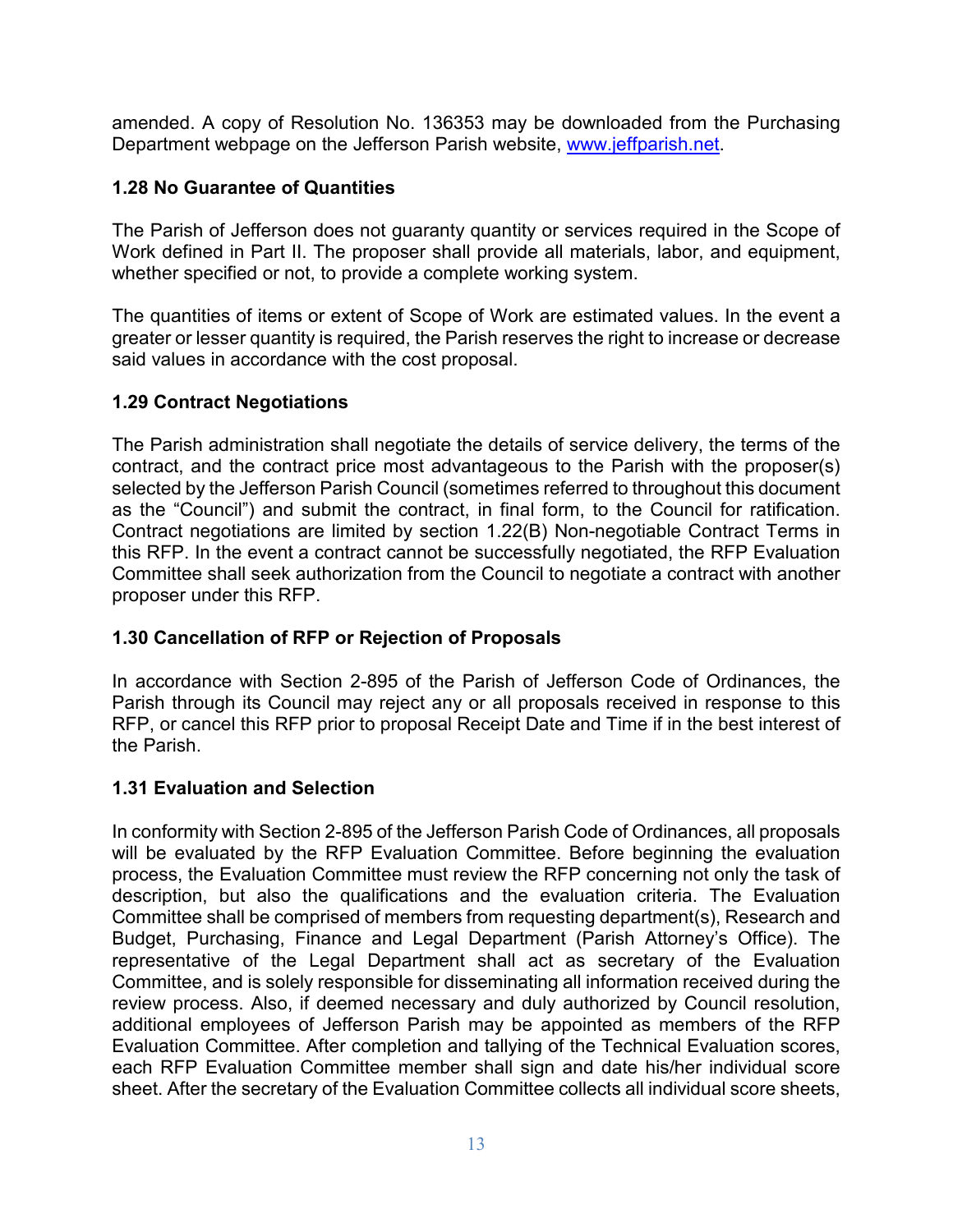amended. A copy of Resolution No. 136353 may be downloaded from the Purchasing Department webpage on the Jefferson Parish website, [www.jeffparish.net](www.jeffparish.net).

### 1.28 No Guarantee of Quantities

The Parish of Jefferson does not guaranty quantity or services required in the Scope of Work defined in Part II. The proposer shall provide all materials, labor, and equipment, whether specified or not, to provide a complete working system.

The quantities of items or extent of Scope of Work are estimated values. In the event a greater or lesser quantity is required, the Parish reserves the right to increase or decrease said values in accordance with the cost proposal.

### 1.29 Contract Negotiations

The Parish administration shall negotiate the details of service delivery, the terms of the contract, and the contract price most advantageous to the Parish with the proposer(s) selected by the Jefferson Parish Council (sometimes referred to throughout this document as the "Council") and submit the contract, in final form, to the Council for ratification. Contract negotiations are limited by section 1.22(B) Non-negotiable Contract Terms in this RFP. In the event a contract cannot be successfully negotiated, the RFP Evaluation Committee shall seek authorization from the Council to negotiate a contract with another proposer under this RFP.

### 1.30 Cancellation of RFP or Rejection of Proposals

In accordance with Section 2-895 of the Parish of Jefferson Code of Ordinances, the Parish through its Council may reject any or all proposals received in response to this RFP, or cancel this RFP prior to proposal Receipt Date and Time if in the best interest of the Parish.

### 1.31 Evaluation and Selection

In conformity with Section 2-895 of the Jefferson Parish Code of Ordinances, all proposals will be evaluated by the RFP Evaluation Committee. Before beginning the evaluation process, the Evaluation Committee must review the RFP concerning not only the task of description, but also the qualifications and the evaluation criteria. The Evaluation Committee shall be comprised of members from requesting department(s), Research and Budget, Purchasing, Finance and Legal Department (Parish Attorney's Office). The representative of the Legal Department shall act as secretary of the Evaluation Committee, and is solely responsible for disseminating all information received during the review process. Also, if deemed necessary and duly authorized by Council resolution, additional employees of Jefferson Parish may be appointed as members of the RFP Evaluation Committee. After completion and tallying of the Technical Evaluation scores, each RFP Evaluation Committee member shall sign and date his/her individual score sheet. After the secretary of the Evaluation Committee collects all individual score sheets,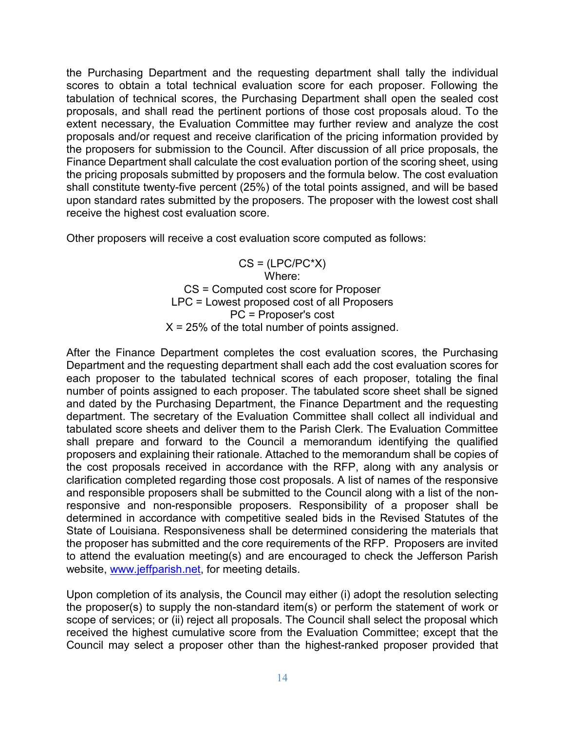the Purchasing Department and the requesting department shall tally the individual scores to obtain a total technical evaluation score for each proposer. Following the tabulation of technical scores, the Purchasing Department shall open the sealed cost proposals, and shall read the pertinent portions of those cost proposals aloud. To the extent necessary, the Evaluation Committee may further review and analyze the cost proposals and/or request and receive clarification of the pricing information provided by the proposers for submission to the Council. After discussion of all price proposals, the Finance Department shall calculate the cost evaluation portion of the scoring sheet, using the pricing proposals submitted by proposers and the formula below. The cost evaluation shall constitute twenty-five percent (25%) of the total points assigned, and will be based upon standard rates submitted by the proposers. The proposer with the lowest cost shall receive the highest cost evaluation score.

Other proposers will receive a cost evaluation score computed as follows:

$$CS = (LPC/PC*X)$$

Where:
CS = Computed cost score for Proposer
LPC = Lowest proposed cost of all Proposers
PC = Proposer's cost
X = 25% of the total number of points assigned.

After the Finance Department completes the cost evaluation scores, the Purchasing Department and the requesting department shall each add the cost evaluation scores for each proposer to the tabulated technical scores of each proposer, totaling the final number of points assigned to each proposer. The tabulated score sheet shall be signed and dated by the Purchasing Department, the Finance Department and the requesting department. The secretary of the Evaluation Committee shall collect all individual and tabulated score sheets and deliver them to the Parish Clerk. The Evaluation Committee shall prepare and forward to the Council a memorandum identifying the qualified proposers and explaining their rationale. Attached to the memorandum shall be copies of the cost proposals received in accordance with the RFP, along with any analysis or clarification completed regarding those cost proposals. A list of names of the responsive and responsible proposers shall be submitted to the Council along with a list of the non-responsive and non-responsible proposers. Responsibility of a proposer shall be determined in accordance with competitive sealed bids in the Revised Statutes of the State of Louisiana. Responsiveness shall be determined considering the materials that the proposer has submitted and the core requirements of the RFP. Proposers are invited to attend the evaluation meeting(s) and are encouraged to check the Jefferson Parish website, [www.jeffparish.net](http://www.jeffparish.net), for meeting details.

Upon completion of its analysis, the Council may either (i) adopt the resolution selecting the proposer(s) to supply the non-standard item(s) or perform the statement of work or scope of services; or (ii) reject all proposals. The Council shall select the proposal which received the highest cumulative score from the Evaluation Committee; except that the Council may select a proposer other than the highest-ranked proposer provided that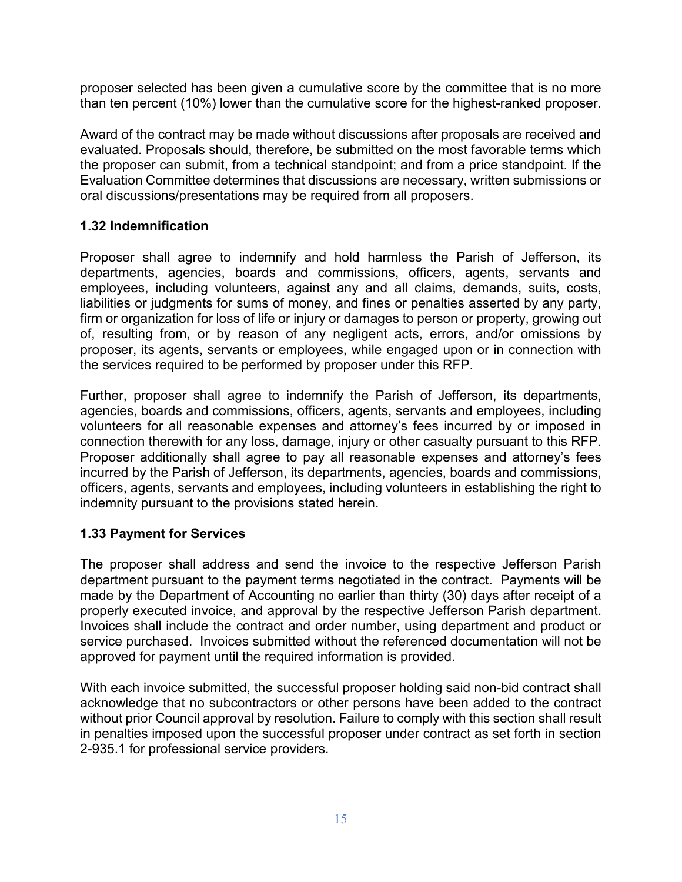proposer selected has been given a cumulative score by the committee that is no more than ten percent (10%) lower than the cumulative score for the highest-ranked proposer.

Award of the contract may be made without discussions after proposals are received and evaluated. Proposals should, therefore, be submitted on the most favorable terms which the proposer can submit, from a technical standpoint; and from a price standpoint. If the Evaluation Committee determines that discussions are necessary, written submissions or oral discussions/presentations may be required from all proposers.

### 1.32 Indemnification

Proposer shall agree to indemnify and hold harmless the Parish of Jefferson, its departments, agencies, boards and commissions, officers, agents, servants and employees, including volunteers, against any and all claims, demands, suits, costs, liabilities or judgments for sums of money, and fines or penalties asserted by any party, firm or organization for loss of life or injury or damages to person or property, growing out of, resulting from, or by reason of any negligent acts, errors, and/or omissions by proposer, its agents, servants or employees, while engaged upon or in connection with the services required to be performed by proposer under this RFP.

Further, proposer shall agree to indemnify the Parish of Jefferson, its departments, agencies, boards and commissions, officers, agents, servants and employees, including volunteers for all reasonable expenses and attorney's fees incurred by or imposed in connection therewith for any loss, damage, injury or other casualty pursuant to this RFP. Proposer additionally shall agree to pay all reasonable expenses and attorney's fees incurred by the Parish of Jefferson, its departments, agencies, boards and commissions, officers, agents, servants and employees, including volunteers in establishing the right to indemnity pursuant to the provisions stated herein.

### 1.33 Payment for Services

The proposer shall address and send the invoice to the respective Jefferson Parish department pursuant to the payment terms negotiated in the contract. Payments will be made by the Department of Accounting no earlier than thirty (30) days after receipt of a properly executed invoice, and approval by the respective Jefferson Parish department. Invoices shall include the contract and order number, using department and product or service purchased. Invoices submitted without the referenced documentation will not be approved for payment until the required information is provided.

With each invoice submitted, the successful proposer holding said non-bid contract shall acknowledge that no subcontractors or other persons have been added to the contract without prior Council approval by resolution. Failure to comply with this section shall result in penalties imposed upon the successful proposer under contract as set forth in section 2-935.1 for professional service providers.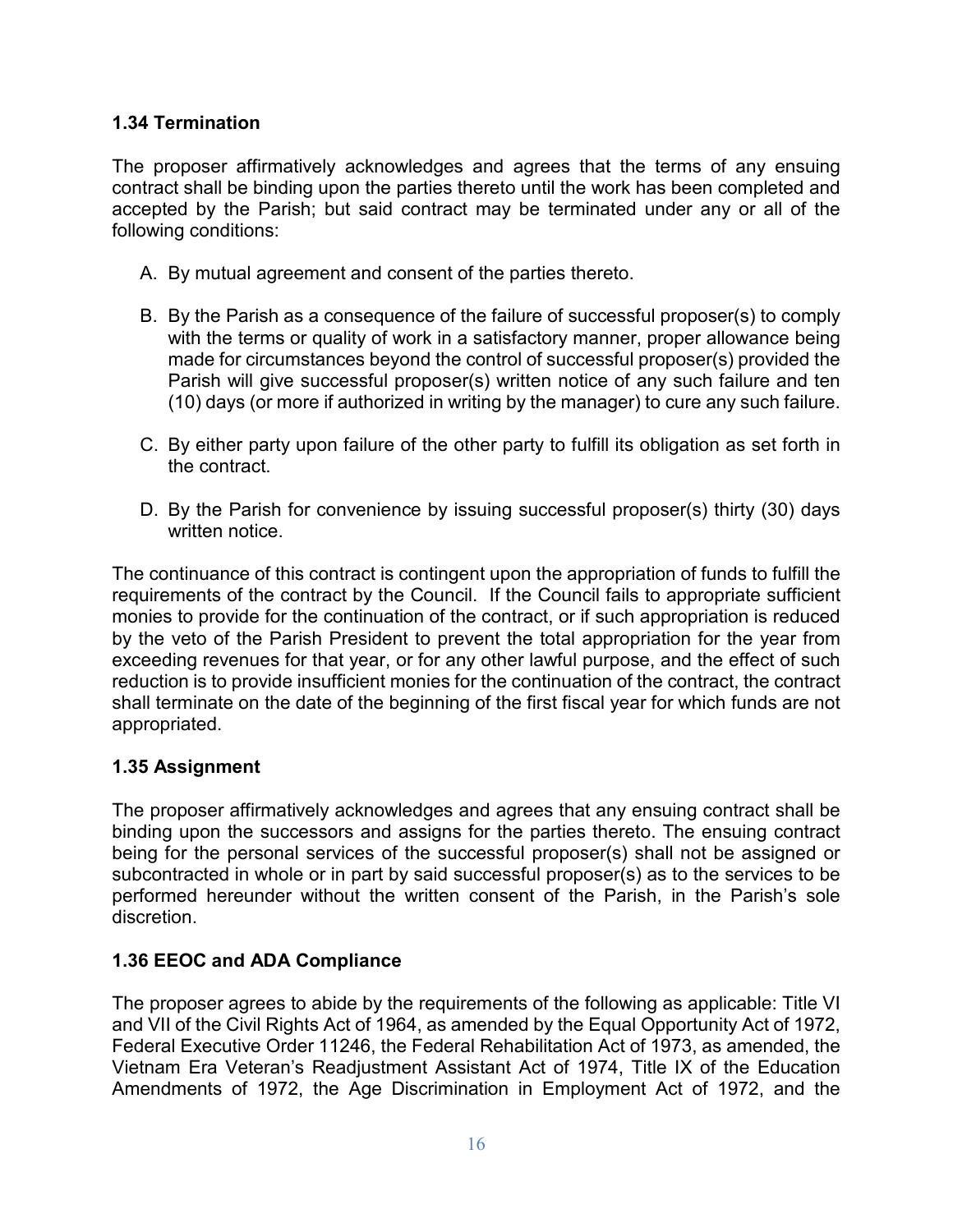### 1.34 Termination

The proposer affirmatively acknowledges and agrees that the terms of any ensuing contract shall be binding upon the parties thereto until the work has been completed and accepted by the Parish; but said contract may be terminated under any or all of the following conditions:

A. By mutual agreement and consent of the parties thereto.

B. By the Parish as a consequence of the failure of successful proposer(s) to comply with the terms or quality of work in a satisfactory manner, proper allowance being made for circumstances beyond the control of successful proposer(s) provided the Parish will give successful proposer(s) written notice of any such failure and ten (10) days (or more if authorized in writing by the manager) to cure any such failure.

C. By either party upon failure of the other party to fulfill its obligation as set forth in the contract.

D. By the Parish for convenience by issuing successful proposer(s) thirty (30) days written notice.

The continuance of this contract is contingent upon the appropriation of funds to fulfill the requirements of the contract by the Council. If the Council fails to appropriate sufficient monies to provide for the continuation of the contract, or if such appropriation is reduced by the veto of the Parish President to prevent the total appropriation for the year from exceeding revenues for that year, or for any other lawful purpose, and the effect of such reduction is to provide insufficient monies for the continuation of the contract, the contract shall terminate on the date of the beginning of the first fiscal year for which funds are not appropriated.

### 1.35 Assignment

The proposer affirmatively acknowledges and agrees that any ensuing contract shall be binding upon the successors and assigns for the parties thereto. The ensuing contract being for the personal services of the successful proposer(s) shall not be assigned or subcontracted in whole or in part by said successful proposer(s) as to the services to be performed hereunder without the written consent of the Parish, in the Parish's sole discretion.

### 1.36 EEOC and ADA Compliance

The proposer agrees to abide by the requirements of the following as applicable: Title VI and VII of the Civil Rights Act of 1964, as amended by the Equal Opportunity Act of 1972, Federal Executive Order 11246, the Federal Rehabilitation Act of 1973, as amended, the Vietnam Era Veteran's Readjustment Assistant Act of 1974, Title IX of the Education Amendments of 1972, the Age Discrimination in Employment Act of 1972, and the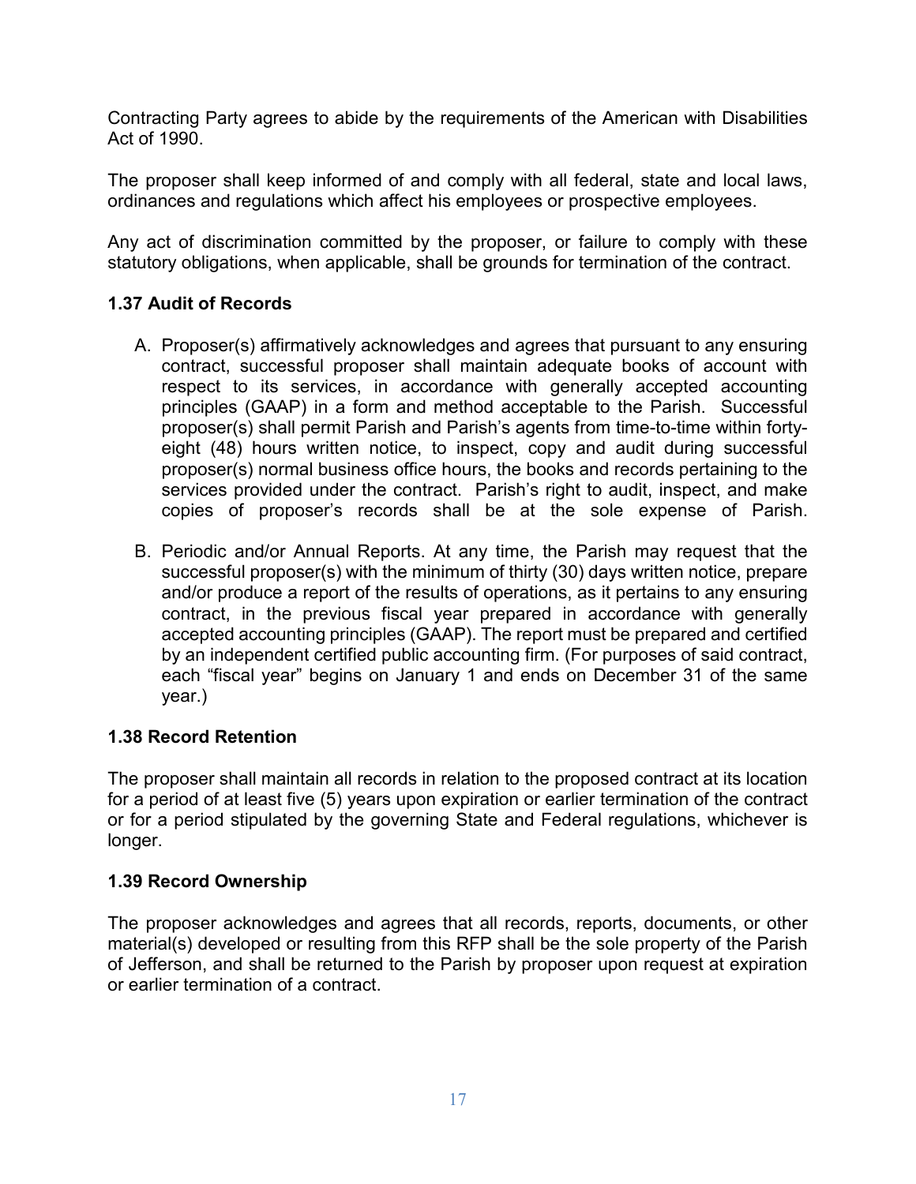Contracting Party agrees to abide by the requirements of the American with Disabilities Act of 1990.

The proposer shall keep informed of and comply with all federal, state and local laws, ordinances and regulations which affect his employees or prospective employees.

Any act of discrimination committed by the proposer, or failure to comply with these statutory obligations, when applicable, shall be grounds for termination of the contract.

### 1.37 Audit of Records

A. Proposer(s) affirmatively acknowledges and agrees that pursuant to any ensuring contract, successful proposer shall maintain adequate books of account with respect to its services, in accordance with generally accepted accounting principles (GAAP) in a form and method acceptable to the Parish. Successful proposer(s) shall permit Parish and Parish's agents from time-to-time within forty-eight (48) hours written notice, to inspect, copy and audit during successful proposer(s) normal business office hours, the books and records pertaining to the services provided under the contract. Parish's right to audit, inspect, and make copies of proposer's records shall be at the sole expense of Parish.

B. Periodic and/or Annual Reports. At any time, the Parish may request that the successful proposer(s) with the minimum of thirty (30) days written notice, prepare and/or produce a report of the results of operations, as it pertains to any ensuring contract, in the previous fiscal year prepared in accordance with generally accepted accounting principles (GAAP). The report must be prepared and certified by an independent certified public accounting firm. (For purposes of said contract, each "fiscal year" begins on January 1 and ends on December 31 of the same year.)

### 1.38 Record Retention

The proposer shall maintain all records in relation to the proposed contract at its location for a period of at least five (5) years upon expiration or earlier termination of the contract or for a period stipulated by the governing State and Federal regulations, whichever is longer.

### 1.39 Record Ownership

The proposer acknowledges and agrees that all records, reports, documents, or other material(s) developed or resulting from this RFP shall be the sole property of the Parish of Jefferson, and shall be returned to the Parish by proposer upon request at expiration or earlier termination of a contract.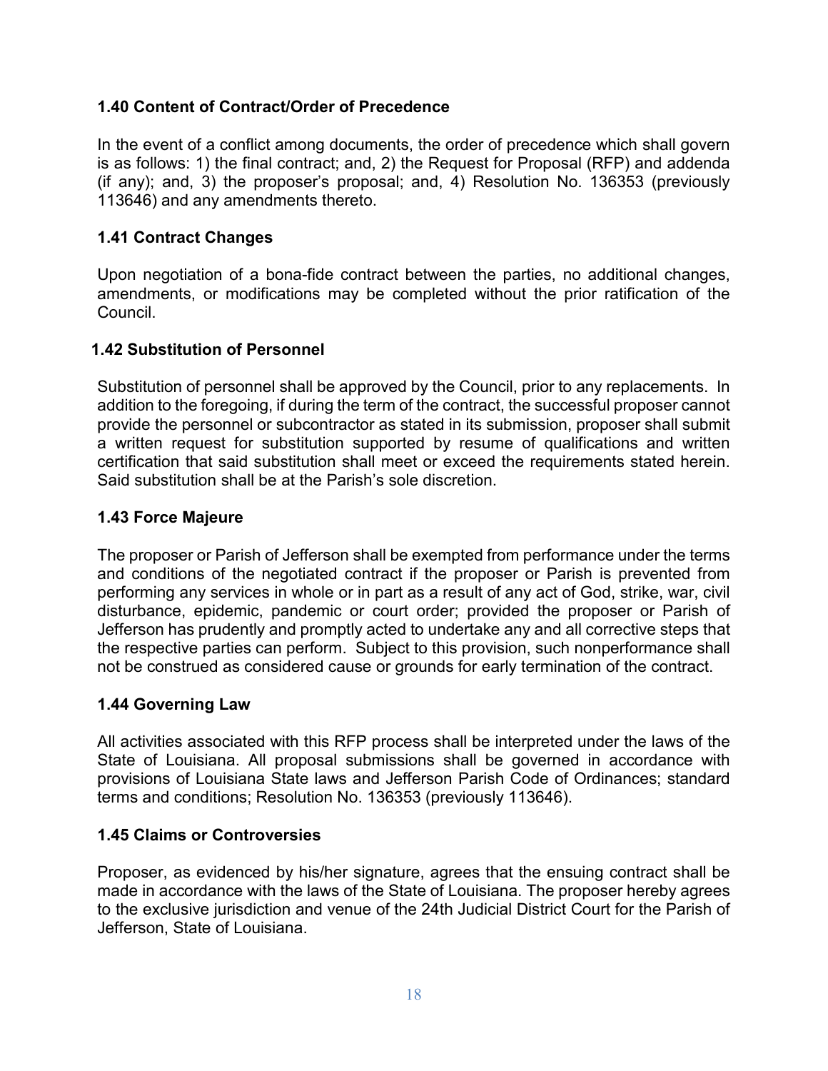### 1.40 Content of Contract/Order of Precedence

In the event of a conflict among documents, the order of precedence which shall govern is as follows: 1) the final contract; and, 2) the Request for Proposal (RFP) and addenda (if any); and, 3) the proposer's proposal; and, 4) Resolution No. 136353 (previously 113646) and any amendments thereto.

### 1.41 Contract Changes

Upon negotiation of a bona-fide contract between the parties, no additional changes, amendments, or modifications may be completed without the prior ratification of the Council.

### 1.42 Substitution of Personnel

Substitution of personnel shall be approved by the Council, prior to any replacements. In addition to the foregoing, if during the term of the contract, the successful proposer cannot provide the personnel or subcontractor as stated in its submission, proposer shall submit a written request for substitution supported by resume of qualifications and written certification that said substitution shall meet or exceed the requirements stated herein. Said substitution shall be at the Parish's sole discretion.

### 1.43 Force Majeure

The proposer or Parish of Jefferson shall be exempted from performance under the terms and conditions of the negotiated contract if the proposer or Parish is prevented from performing any services in whole or in part as a result of any act of God, strike, war, civil disturbance, epidemic, pandemic or court order; provided the proposer or Parish of Jefferson has prudently and promptly acted to undertake any and all corrective steps that the respective parties can perform. Subject to this provision, such nonperformance shall not be construed as considered cause or grounds for early termination of the contract.

### 1.44 Governing Law

All activities associated with this RFP process shall be interpreted under the laws of the State of Louisiana. All proposal submissions shall be governed in accordance with provisions of Louisiana State laws and Jefferson Parish Code of Ordinances; standard terms and conditions; Resolution No. 136353 (previously 113646).

### 1.45 Claims or Controversies

Proposer, as evidenced by his/her signature, agrees that the ensuing contract shall be made in accordance with the laws of the State of Louisiana. The proposer hereby agrees to the exclusive jurisdiction and venue of the 24th Judicial District Court for the Parish of Jefferson, State of Louisiana.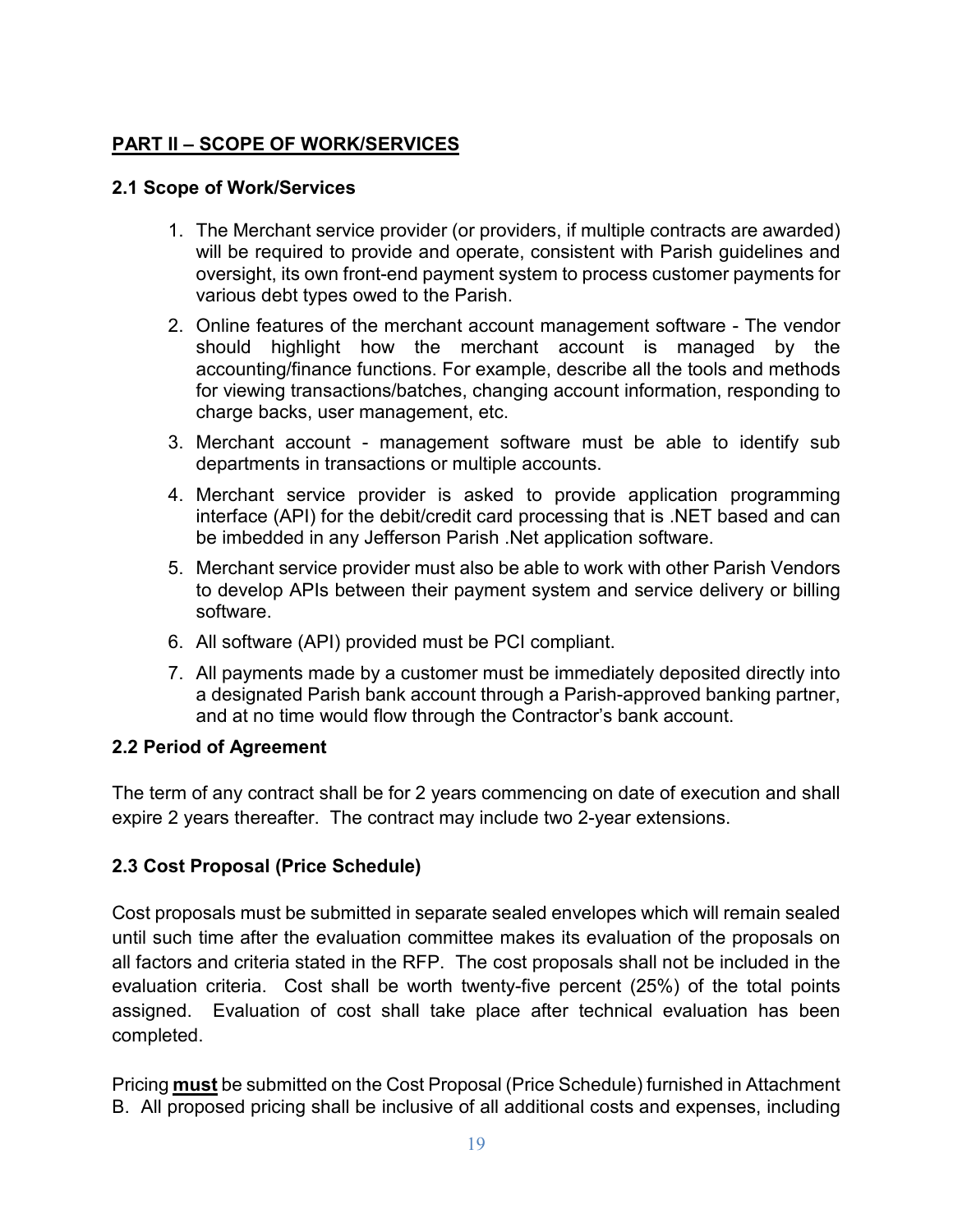## PART II – SCOPE OF WORK/SERVICES

### 2.1 Scope of Work/Services

1. The Merchant service provider (or providers, if multiple contracts are awarded) will be required to provide and operate, consistent with Parish guidelines and oversight, its own front-end payment system to process customer payments for various debt types owed to the Parish.
2. Online features of the merchant account management software - The vendor should highlight how the merchant account is managed by the accounting/finance functions. For example, describe all the tools and methods for viewing transactions/batches, changing account information, responding to charge backs, user management, etc.
3. Merchant account - management software must be able to identify sub departments in transactions or multiple accounts.
4. Merchant service provider is asked to provide application programming interface (API) for the debit/credit card processing that is .NET based and can be imbedded in any Jefferson Parish .Net application software.
5. Merchant service provider must also be able to work with other Parish Vendors to develop APIs between their payment system and service delivery or billing software.
6. All software (API) provided must be PCI compliant.
7. All payments made by a customer must be immediately deposited directly into a designated Parish bank account through a Parish-approved banking partner, and at no time would flow through the Contractor's bank account.

### 2.2 Period of Agreement

The term of any contract shall be for 2 years commencing on date of execution and shall expire 2 years thereafter. The contract may include two 2-year extensions.

### 2.3 Cost Proposal (Price Schedule)

Cost proposals must be submitted in separate sealed envelopes which will remain sealed until such time after the evaluation committee makes its evaluation of the proposals on all factors and criteria stated in the RFP. The cost proposals shall not be included in the evaluation criteria. Cost shall be worth twenty-five percent (25%) of the total points assigned. Evaluation of cost shall take place after technical evaluation has been completed.

Pricing **must** be submitted on the Cost Proposal (Price Schedule) furnished in Attachment B. All proposed pricing shall be inclusive of all additional costs and expenses, including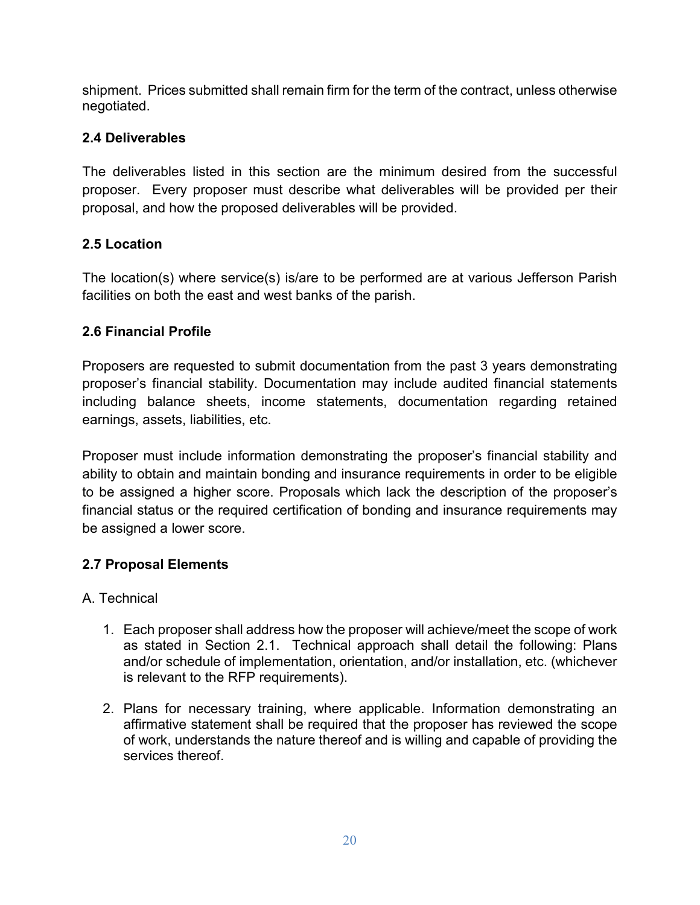shipment. Prices submitted shall remain firm for the term of the contract, unless otherwise negotiated.

### 2.4 Deliverables

The deliverables listed in this section are the minimum desired from the successful proposer. Every proposer must describe what deliverables will be provided per their proposal, and how the proposed deliverables will be provided.

### 2.5 Location

The location(s) where service(s) is/are to be performed are at various Jefferson Parish facilities on both the east and west banks of the parish.

### 2.6 Financial Profile

Proposers are requested to submit documentation from the past 3 years demonstrating proposer's financial stability. Documentation may include audited financial statements including balance sheets, income statements, documentation regarding retained earnings, assets, liabilities, etc.

Proposer must include information demonstrating the proposer's financial stability and ability to obtain and maintain bonding and insurance requirements in order to be eligible to be assigned a higher score. Proposals which lack the description of the proposer's financial status or the required certification of bonding and insurance requirements may be assigned a lower score.

### 2.7 Proposal Elements

A. Technical

1. Each proposer shall address how the proposer will achieve/meet the scope of work as stated in Section 2.1. Technical approach shall detail the following: Plans and/or schedule of implementation, orientation, and/or installation, etc. (whichever is relevant to the RFP requirements).
2. Plans for necessary training, where applicable. Information demonstrating an affirmative statement shall be required that the proposer has reviewed the scope of work, understands the nature thereof and is willing and capable of providing the services thereof.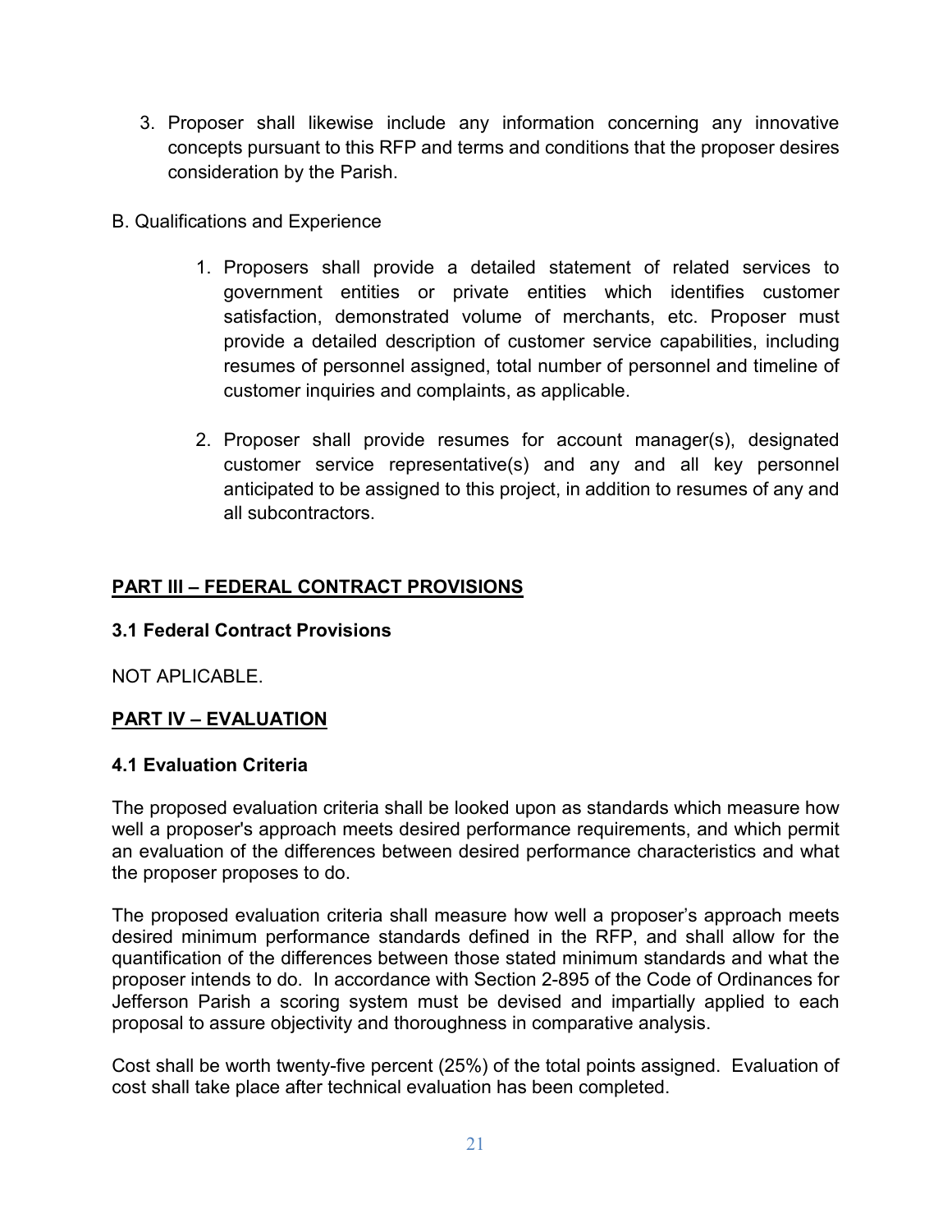3. Proposer shall likewise include any information concerning any innovative concepts pursuant to this RFP and terms and conditions that the proposer desires consideration by the Parish.

B. Qualifications and Experience

1. Proposers shall provide a detailed statement of related services to government entities or private entities which identifies customer satisfaction, demonstrated volume of merchants, etc. Proposer must provide a detailed description of customer service capabilities, including resumes of personnel assigned, total number of personnel and timeline of customer inquiries and complaints, as applicable.

2. Proposer shall provide resumes for account manager(s), designated customer service representative(s) and any and all key personnel anticipated to be assigned to this project, in addition to resumes of any and all subcontractors.

## **PART III – FEDERAL CONTRACT PROVISIONS**

### 3.1 Federal Contract Provisions

NOT APLICABLE.

## **PART IV – EVALUATION**

### 4.1 Evaluation Criteria

The proposed evaluation criteria shall be looked upon as standards which measure how well a proposer's approach meets desired performance requirements, and which permit an evaluation of the differences between desired performance characteristics and what the proposer proposes to do.

The proposed evaluation criteria shall measure how well a proposer's approach meets desired minimum performance standards defined in the RFP, and shall allow for the quantification of the differences between those stated minimum standards and what the proposer intends to do. In accordance with Section 2-895 of the Code of Ordinances for Jefferson Parish a scoring system must be devised and impartially applied to each proposal to assure objectivity and thoroughness in comparative analysis.

Cost shall be worth twenty-five percent (25%) of the total points assigned. Evaluation of cost shall take place after technical evaluation has been completed.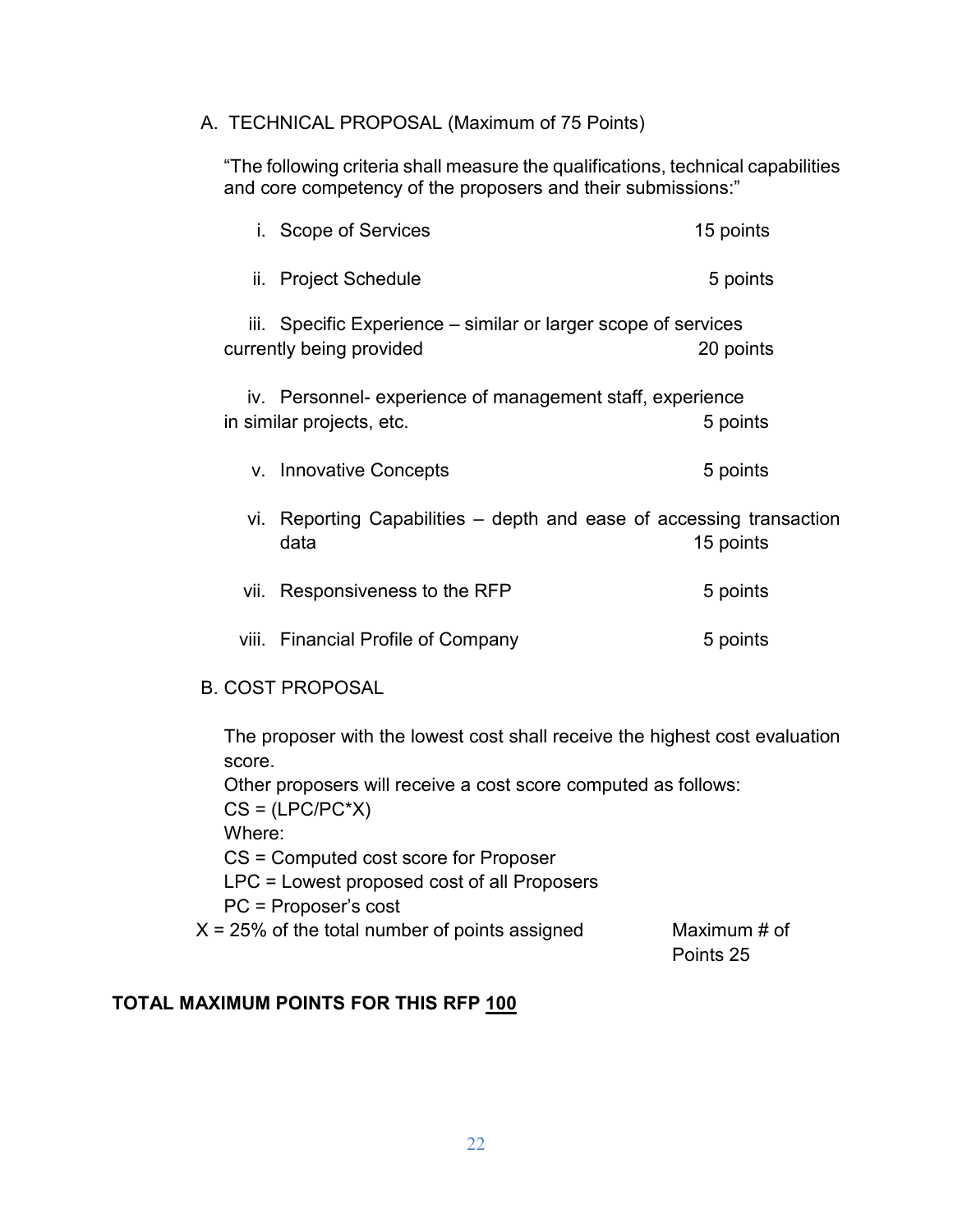A. TECHNICAL PROPOSAL (Maximum of 75 Points)

"The following criteria shall measure the qualifications, technical capabilities and core competency of the proposers and their submissions:"

i. Scope of Services 15 points

ii. Project Schedule 5 points

iii. Specific Experience – similar or larger scope of services currently being provided 20 points

iv. Personnel- experience of management staff, experience in similar projects, etc. 5 points

v. Innovative Concepts 5 points

vi. Reporting Capabilities – depth and ease of accessing transaction data 15 points

vii. Responsiveness to the RFP 5 points

viii. Financial Profile of Company 5 points

B. COST PROPOSAL

The proposer with the lowest cost shall receive the highest cost evaluation score.
Other proposers will receive a cost score computed as follows:
CS = (LPC/PC*X)
Where:
CS = Computed cost score for Proposer
LPC = Lowest proposed cost of all Proposers
PC = Proposer's cost
X = 25% of the total number of points assigned Maximum # of Points 25

**TOTAL MAXIMUM POINTS FOR THIS RFP <u>100</u>**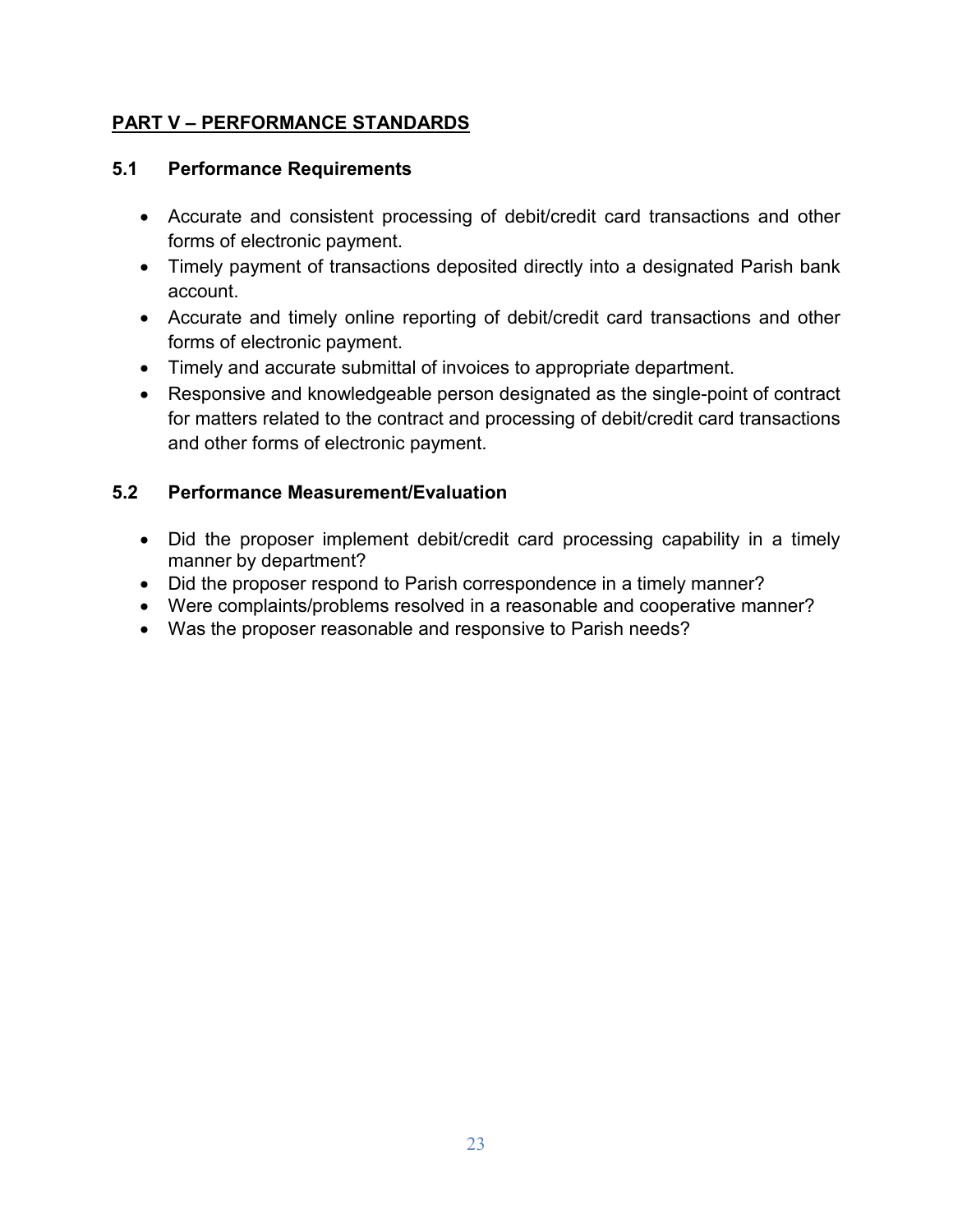## PART V – PERFORMANCE STANDARDS

### 5.1 Performance Requirements

- Accurate and consistent processing of debit/credit card transactions and other forms of electronic payment.
- Timely payment of transactions deposited directly into a designated Parish bank account.
- Accurate and timely online reporting of debit/credit card transactions and other forms of electronic payment.
- Timely and accurate submittal of invoices to appropriate department.
- Responsive and knowledgeable person designated as the single-point of contract for matters related to the contract and processing of debit/credit card transactions and other forms of electronic payment.

### 5.2 Performance Measurement/Evaluation

- Did the proposer implement debit/credit card processing capability in a timely manner by department?
- Did the proposer respond to Parish correspondence in a timely manner?
- Were complaints/problems resolved in a reasonable and cooperative manner?
- Was the proposer reasonable and responsive to Parish needs?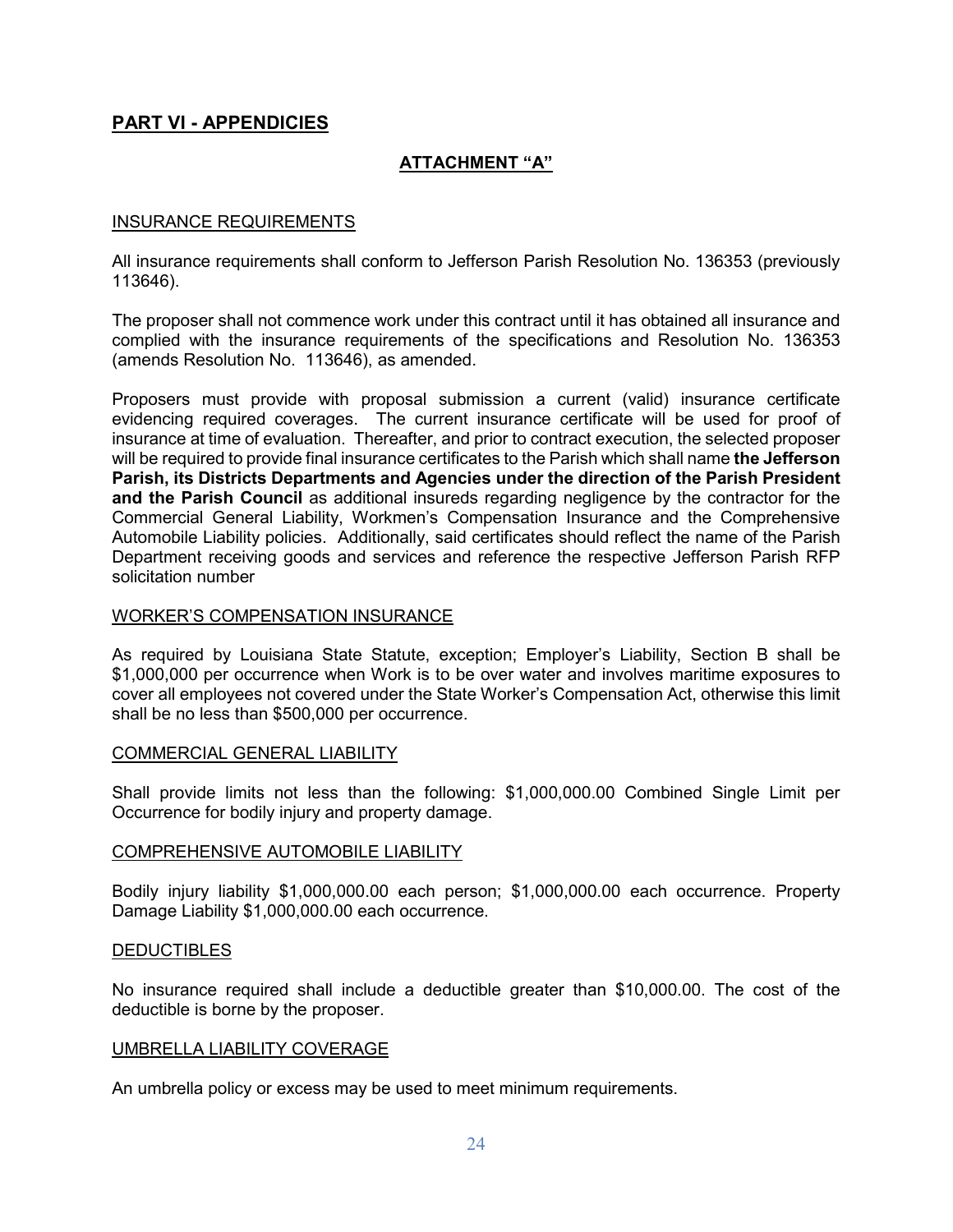## PART VI - APPENDICIES

### ATTACHMENT "A"

INSURANCE REQUIREMENTS

All insurance requirements shall conform to Jefferson Parish Resolution No. 136353 (previously 113646).

The proposer shall not commence work under this contract until it has obtained all insurance and complied with the insurance requirements of the specifications and Resolution No. 136353 (amends Resolution No. 113646), as amended.

Proposers must provide with proposal submission a current (valid) insurance certificate evidencing required coverages. The current insurance certificate will be used for proof of insurance at time of evaluation. Thereafter, and prior to contract execution, the selected proposer will be required to provide final insurance certificates to the Parish which shall name **the Jefferson Parish, its Districts Departments and Agencies under the direction of the Parish President and the Parish Council** as additional insureds regarding negligence by the contractor for the Commercial General Liability, Workmen's Compensation Insurance and the Comprehensive Automobile Liability policies. Additionally, said certificates should reflect the name of the Parish Department receiving goods and services and reference the respective Jefferson Parish RFP solicitation number

WORKER'S COMPENSATION INSURANCE

As required by Louisiana State Statute, exception; Employer's Liability, Section B shall be $1,000,000 per occurrence when Work is to be over water and involves maritime exposures to cover all employees not covered under the State Worker's Compensation Act, otherwise this limit shall be no less than $500,000 per occurrence.

COMMERCIAL GENERAL LIABILITY

Shall provide limits not less than the following: $1,000,000.00 Combined Single Limit per Occurrence for bodily injury and property damage.

COMPREHENSIVE AUTOMOBILE LIABILITY

Bodily injury liability $1,000,000.00 each person; $1,000,000.00 each occurrence. Property Damage Liability $1,000,000.00 each occurrence.

DEDUCTIBLES

No insurance required shall include a deductible greater than $10,000.00. The cost of the deductible is borne by the proposer.

UMBRELLA LIABILITY COVERAGE

An umbrella policy or excess may be used to meet minimum requirements.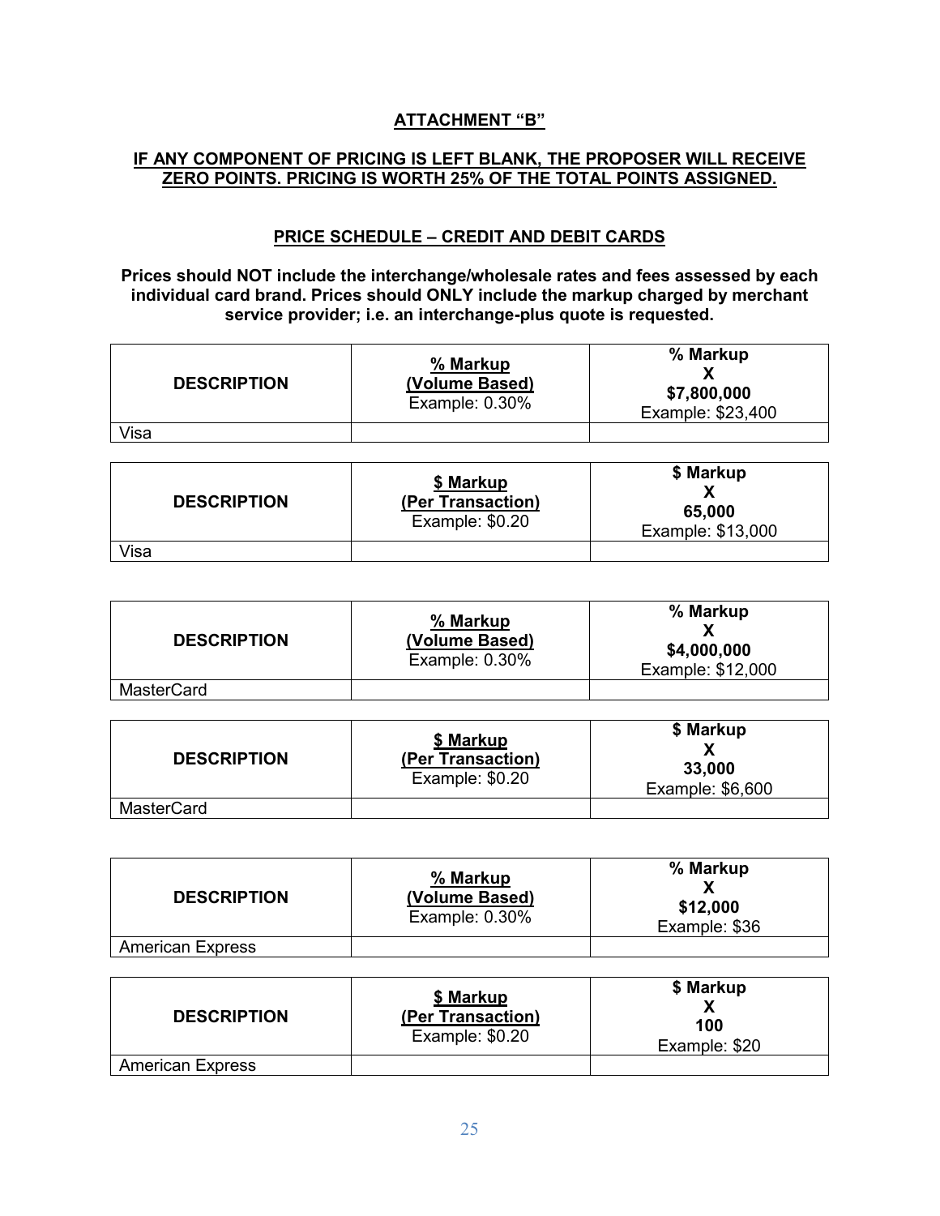## ATTACHMENT "B"

**IF ANY COMPONENT OF PRICING IS LEFT BLANK, THE PROPOSER WILL RECEIVE ZERO POINTS. PRICING IS WORTH 25% OF THE TOTAL POINTS ASSIGNED.**

### PRICE SCHEDULE – CREDIT AND DEBIT CARDS

**Prices should NOT include the interchange/wholesale rates and fees assessed by each individual card brand. Prices should ONLY include the markup charged by merchant service provider; i.e. an interchange-plus quote is requested.**

| DESCRIPTION | % Markup (Volume Based) Example: 0.30% | % Markup X $7,800,000 Example: $23,400 |
|---|---|---|
| Visa | | |

| DESCRIPTION | $ Markup (Per Transaction) Example: $0.20 | $ Markup X 65,000 Example: $13,000 |
|---|---|---|
| Visa | | |

| DESCRIPTION | % Markup (Volume Based) Example: 0.30% | % Markup X $4,000,000 Example: $12,000 |
|---|---|---|
| MasterCard | | |

| DESCRIPTION | $ Markup (Per Transaction) Example: $0.20 | $ Markup X 33,000 Example: $6,600 |
|---|---|---|
| MasterCard | | |

| DESCRIPTION | % Markup (Volume Based) Example: 0.30% | % Markup X $12,000 Example: $36 |
|---|---|---|
| American Express | | |

| DESCRIPTION | $ Markup (Per Transaction) Example: $0.20 | $ Markup X 100 Example: $20 |
|---|---|---|
| American Express | | |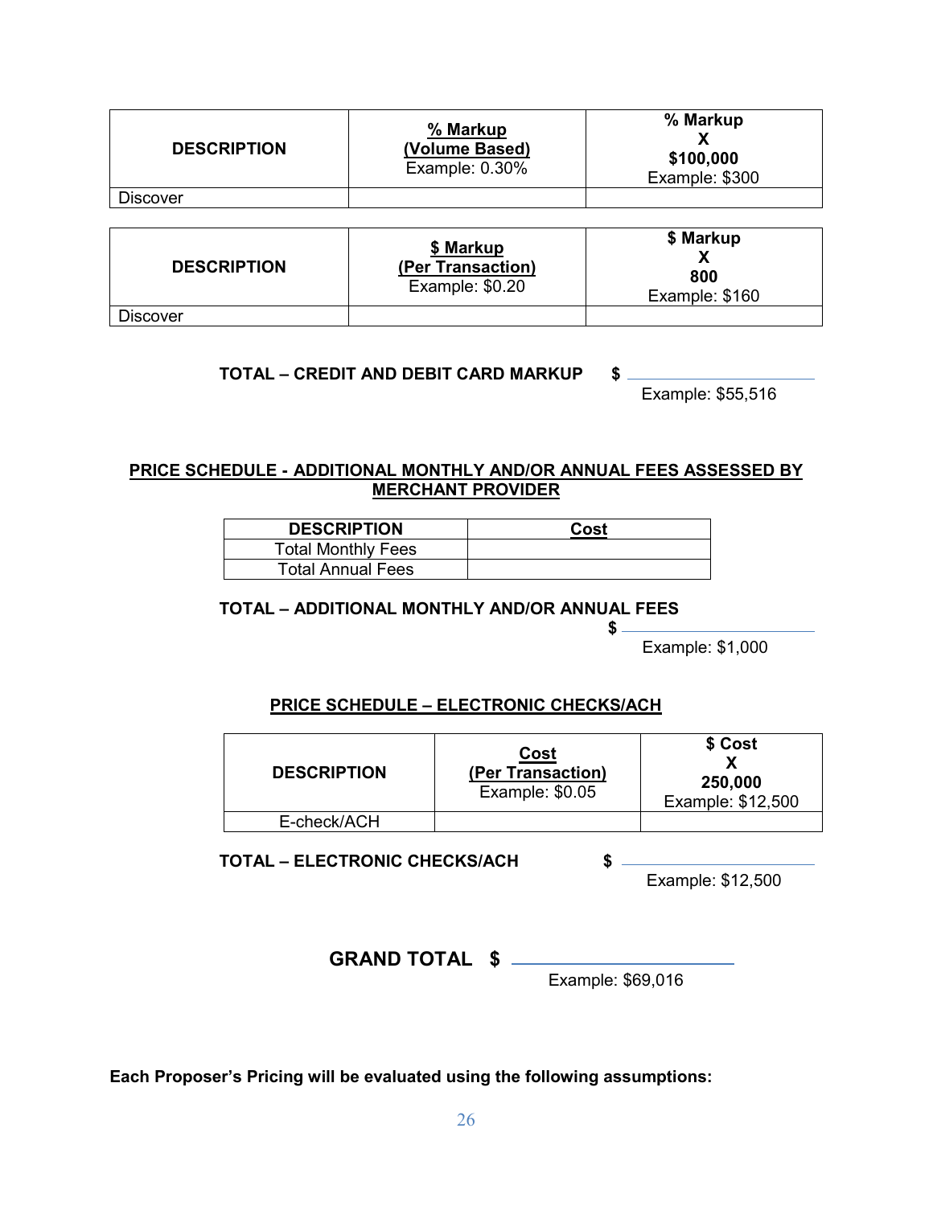| DESCRIPTION | % Markup (Volume Based) Example: 0.30% | % Markup X $100,000 Example: $300 |
|---|---|---|
| Discover | | |

| DESCRIPTION | $ Markup (Per Transaction) Example: $0.20 | $ Markup X 800 Example: $160 |
|---|---|---|
| Discover | | |

**TOTAL – CREDIT AND DEBIT CARD MARKUP $ ____________**
Example: $55,516

**PRICE SCHEDULE - ADDITIONAL MONTHLY AND/OR ANNUAL FEES ASSESSED BY MERCHANT PROVIDER**

| DESCRIPTION | Cost |
|---|---|
| Total Monthly Fees | |
| Total Annual Fees | |

**TOTAL – ADDITIONAL MONTHLY AND/OR ANNUAL FEES $ ____________**
Example: $1,000

**PRICE SCHEDULE – ELECTRONIC CHECKS/ACH**

| DESCRIPTION | Cost (Per Transaction) Example: $0.05 | $ Cost X 250,000 Example: $12,500 |
|---|---|---|
| E-check/ACH | | |

**TOTAL – ELECTRONIC CHECKS/ACH $ ____________**
Example: $12,500

**GRAND TOTAL $ ____________**
Example: $69,016

**Each Proposer's Pricing will be evaluated using the following assumptions:**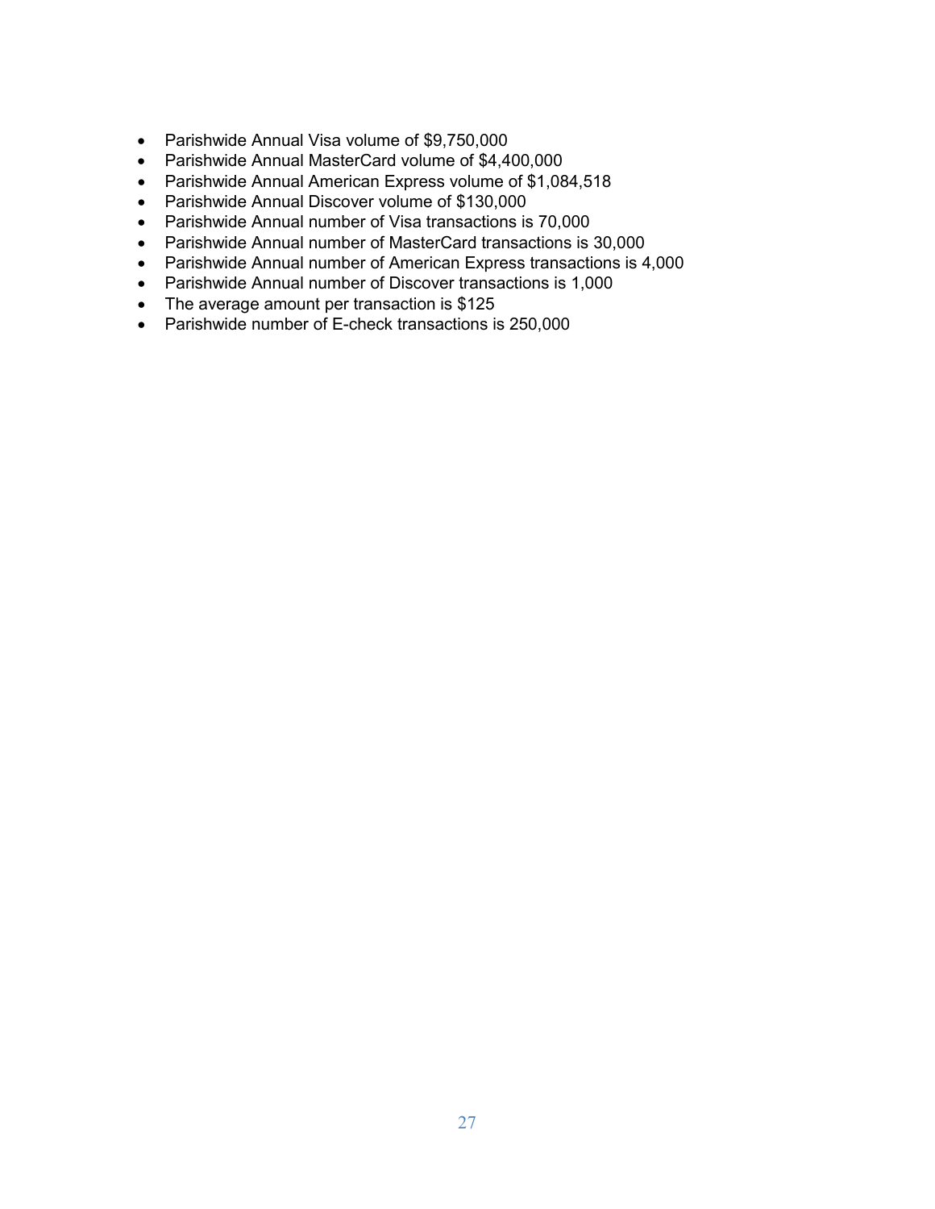- Parishwide Annual Visa volume of $9,750,000
- Parishwide Annual MasterCard volume of $4,400,000
- Parishwide Annual American Express volume of $1,084,518
- Parishwide Annual Discover volume of $130,000
- Parishwide Annual number of Visa transactions is 70,000
- Parishwide Annual number of MasterCard transactions is 30,000
- Parishwide Annual number of American Express transactions is 4,000
- Parishwide Annual number of Discover transactions is 1,000
- The average amount per transaction is $125
- Parishwide number of E-check transactions is 250,000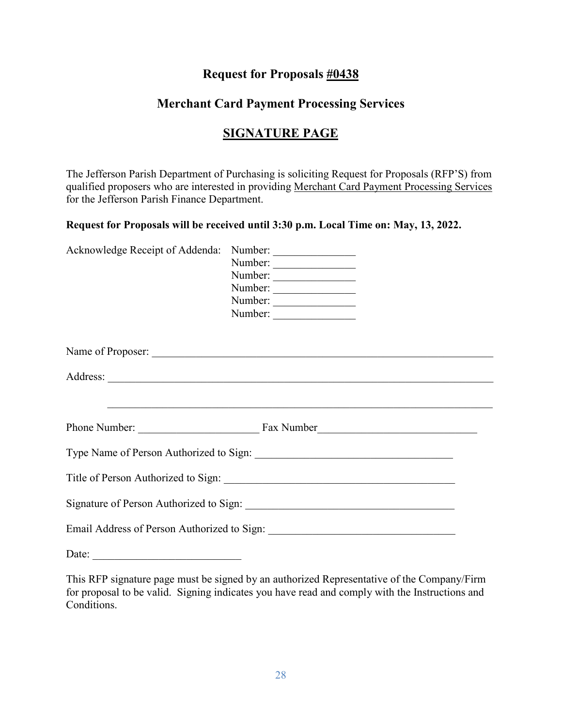# Request for Proposals <u>#0438</u>

## Merchant Card Payment Processing Services

## <u>SIGNATURE PAGE</u>

The Jefferson Parish Department of Purchasing is soliciting Request for Proposals (RFP'S) from qualified proposers who are interested in providing <u>Merchant Card Payment Processing Services</u> for the Jefferson Parish Finance Department.

**Request for Proposals will be received until 3:30 p.m. Local Time on: May, 13, 2022.**

Acknowledge Receipt of Addenda: Number: _______________
Number: _______________
Number: _______________
Number: _______________
Number: _______________
Number: _______________

Name of Proposer: ____________________________________________________________

Address: ____________________________________________________________________

____________________________________________________________________

Phone Number: ______________________ Fax Number____________________________

Type Name of Person Authorized to Sign: ____________________________________

Title of Person Authorized to Sign: __________________________________________

Signature of Person Authorized to Sign: _____________________________________

Email Address of Person Authorized to Sign: _________________________________

Date: ___________________________

This RFP signature page must be signed by an authorized Representative of the Company/Firm for proposal to be valid. Signing indicates you have read and comply with the Instructions and Conditions.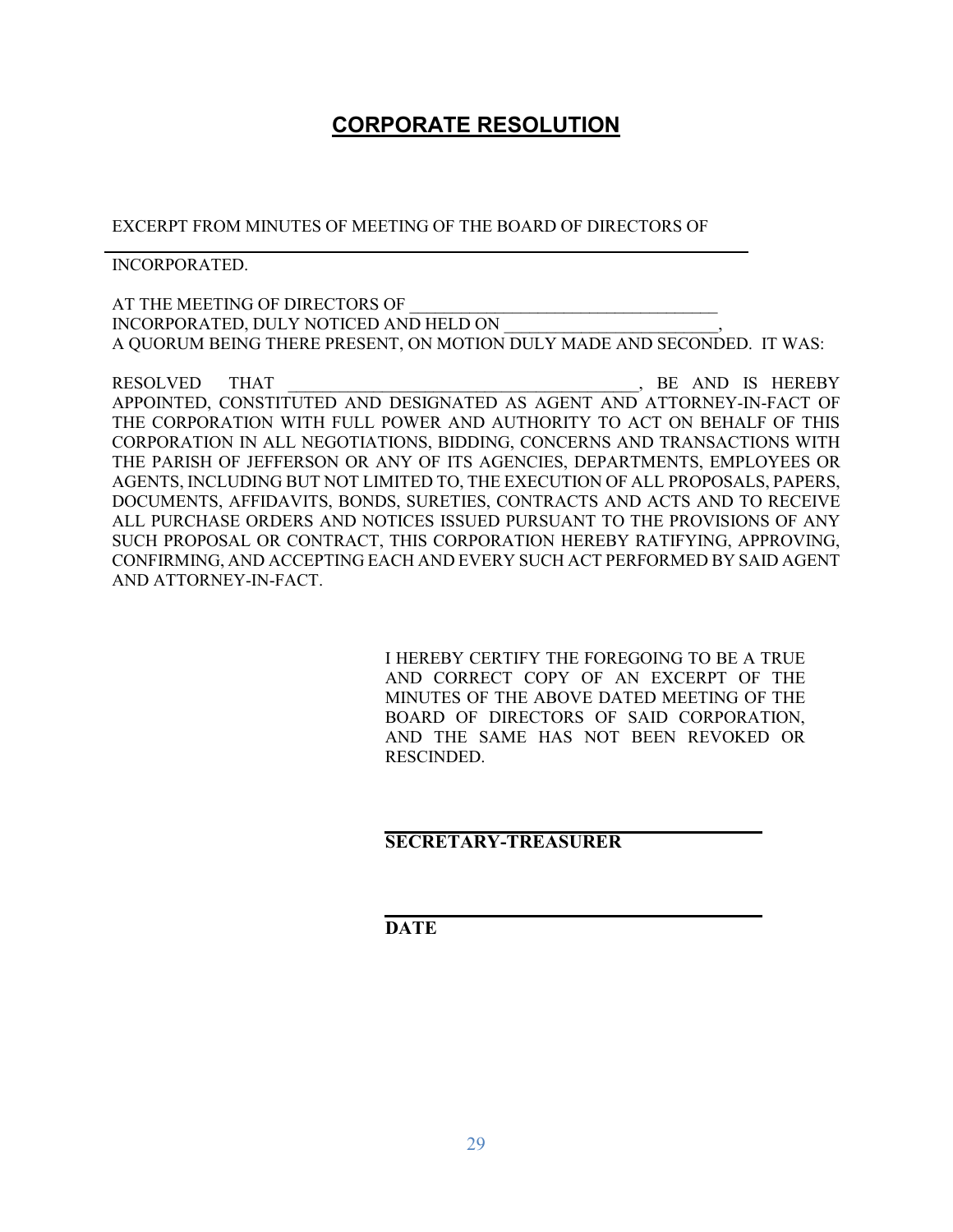# **CORPORATE RESOLUTION**

EXCERPT FROM MINUTES OF MEETING OF THE BOARD OF DIRECTORS OF

_______________________________________________________________

INCORPORATED.

AT THE MEETING OF DIRECTORS OF ____________________________________
INCORPORATED, DULY NOTICED AND HELD ON _________________________,
A QUORUM BEING THERE PRESENT, ON MOTION DULY MADE AND SECONDED. IT WAS:

RESOLVED THAT ________________________________________, BE AND IS HEREBY APPOINTED, CONSTITUTED AND DESIGNATED AS AGENT AND ATTORNEY-IN-FACT OF THE CORPORATION WITH FULL POWER AND AUTHORITY TO ACT ON BEHALF OF THIS CORPORATION IN ALL NEGOTIATIONS, BIDDING, CONCERNS AND TRANSACTIONS WITH THE PARISH OF JEFFERSON OR ANY OF ITS AGENCIES, DEPARTMENTS, EMPLOYEES OR AGENTS, INCLUDING BUT NOT LIMITED TO, THE EXECUTION OF ALL PROPOSALS, PAPERS, DOCUMENTS, AFFIDAVITS, BONDS, SURETIES, CONTRACTS AND ACTS AND TO RECEIVE ALL PURCHASE ORDERS AND NOTICES ISSUED PURSUANT TO THE PROVISIONS OF ANY SUCH PROPOSAL OR CONTRACT, THIS CORPORATION HEREBY RATIFYING, APPROVING, CONFIRMING, AND ACCEPTING EACH AND EVERY SUCH ACT PERFORMED BY SAID AGENT AND ATTORNEY-IN-FACT.

I HEREBY CERTIFY THE FOREGOING TO BE A TRUE AND CORRECT COPY OF AN EXCERPT OF THE MINUTES OF THE ABOVE DATED MEETING OF THE BOARD OF DIRECTORS OF SAID CORPORATION, AND THE SAME HAS NOT BEEN REVOKED OR RESCINDED.

_______________________________________
**SECRETARY-TREASURER**

_______________________________________
**DATE**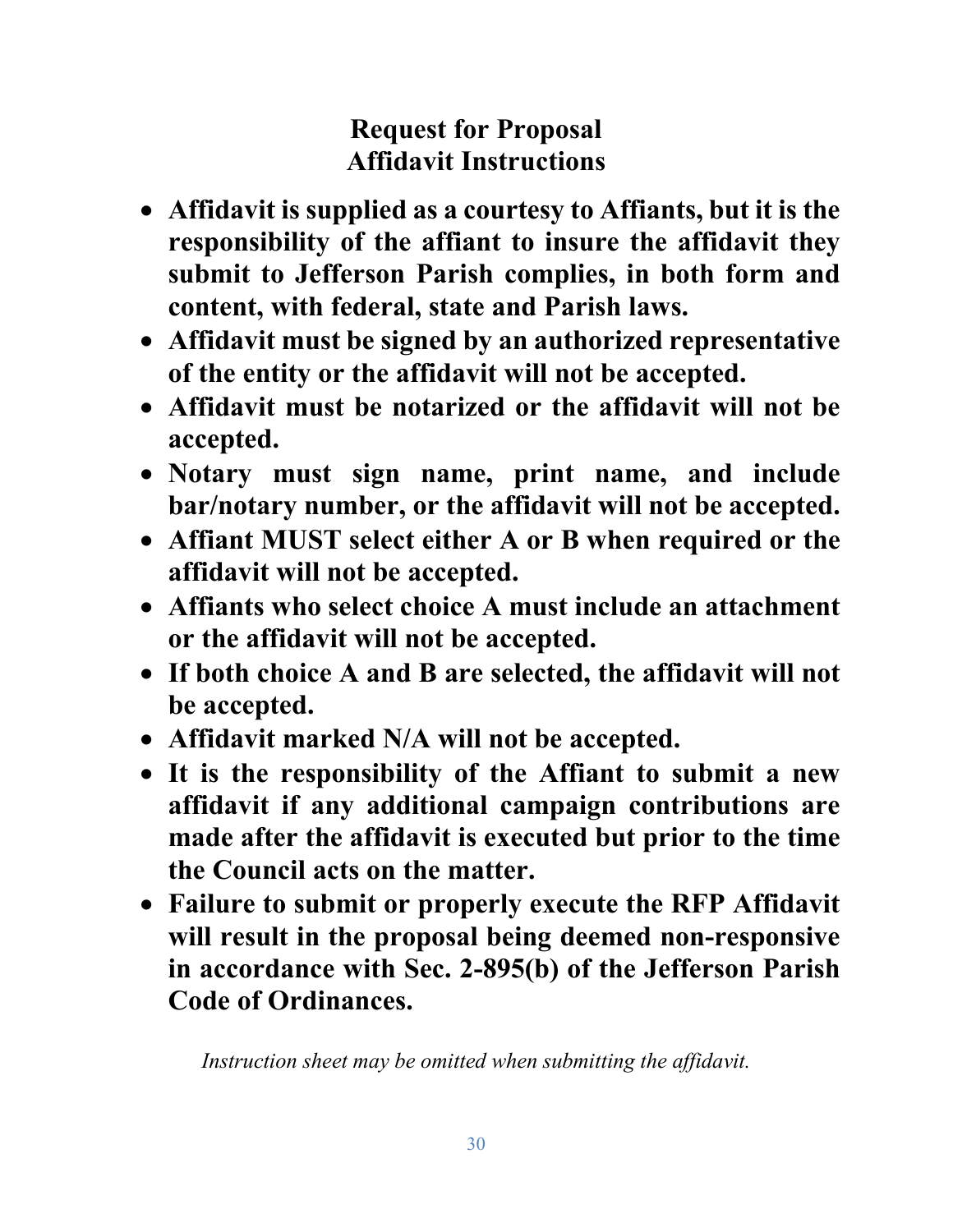# Request for Proposal
# Affidavit Instructions

- **Affidavit is supplied as a courtesy to Affiants, but it is the responsibility of the affiant to insure the affidavit they submit to Jefferson Parish complies, in both form and content, with federal, state and Parish laws.**
- **Affidavit must be signed by an authorized representative of the entity or the affidavit will not be accepted.**
- **Affidavit must be notarized or the affidavit will not be accepted.**
- **Notary must sign name, print name, and include bar/notary number, or the affidavit will not be accepted.**
- **Affiant MUST select either A or B when required or the affidavit will not be accepted.**
- **Affiants who select choice A must include an attachment or the affidavit will not be accepted.**
- **If both choice A and B are selected, the affidavit will not be accepted.**
- **Affidavit marked N/A will not be accepted.**
- **It is the responsibility of the Affiant to submit a new affidavit if any additional campaign contributions are made after the affidavit is executed but prior to the time the Council acts on the matter.**
- **Failure to submit or properly execute the RFP Affidavit will result in the proposal being deemed non-responsive in accordance with Sec. 2-895(b) of the Jefferson Parish Code of Ordinances.**

*Instruction sheet may be omitted when submitting the affidavit.*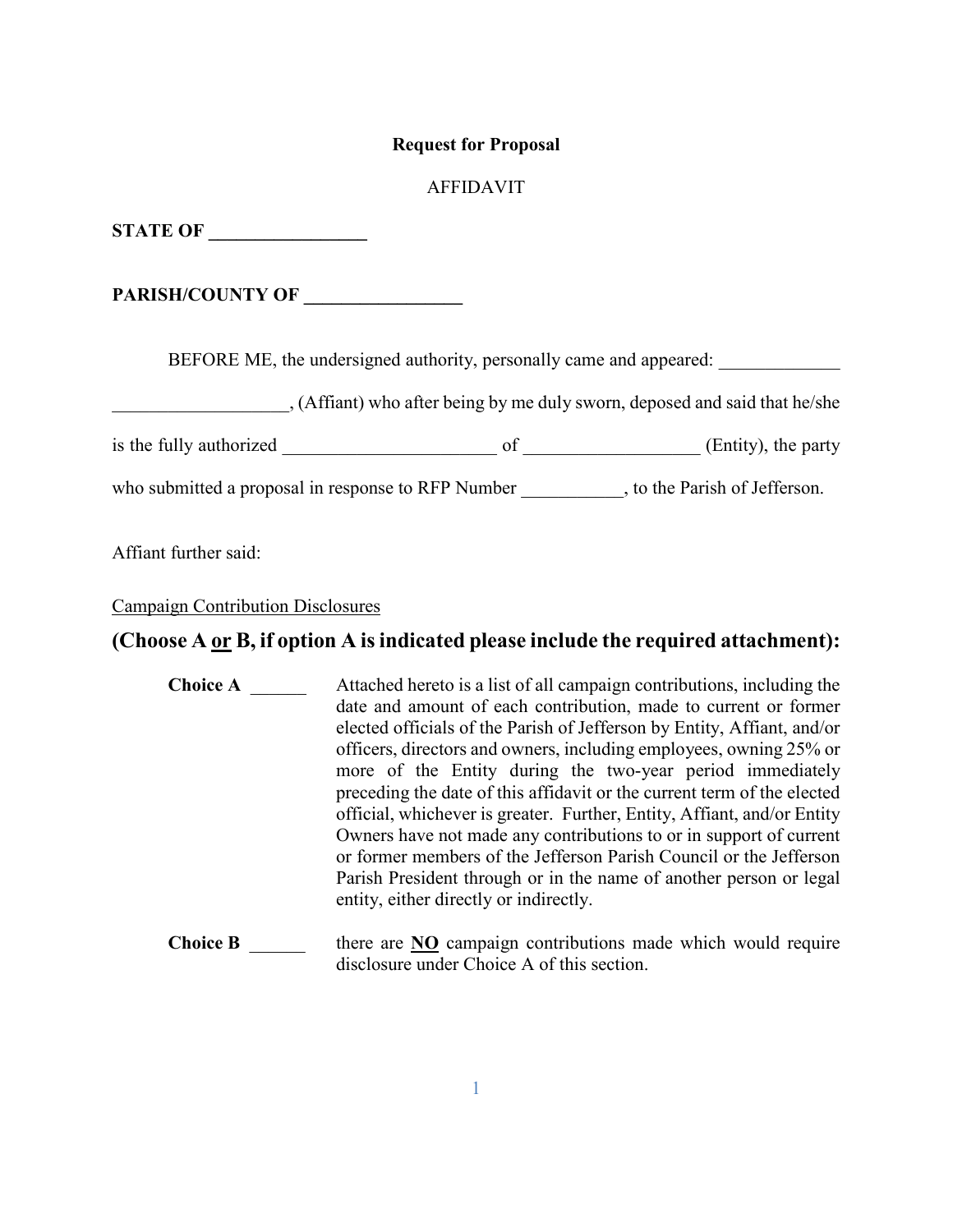**Request for Proposal**

AFFIDAVIT

**STATE OF \_\_\_\_\_\_\_\_\_\_\_\_\_\_\_\_\_**

**PARISH/COUNTY OF \_\_\_\_\_\_\_\_\_\_\_\_\_\_\_\_\_**

BEFORE ME, the undersigned authority, personally came and appeared: \_\_\_\_\_\_\_\_\_\_\_\_\_ \_\_\_\_\_\_\_\_\_\_\_\_\_\_\_\_\_\_\_, (Affiant) who after being by me duly sworn, deposed and said that he/she is the fully authorized \_\_\_\_\_\_\_\_\_\_\_\_\_\_\_\_\_\_\_\_\_\_\_ of \_\_\_\_\_\_\_\_\_\_\_\_\_\_\_\_\_\_\_ (Entity), the party who submitted a proposal in response to RFP Number \_\_\_\_\_\_\_\_\_\_\_, to the Parish of Jefferson.

Affiant further said:

<u>Campaign Contribution Disclosures</u>

## (Choose A <u>or</u> B, if option A is indicated please include the required attachment):

**Choice A** \_\_\_\_\_\_ Attached hereto is a list of all campaign contributions, including the date and amount of each contribution, made to current or former elected officials of the Parish of Jefferson by Entity, Affiant, and/or officers, directors and owners, including employees, owning 25% or more of the Entity during the two-year period immediately preceding the date of this affidavit or the current term of the elected official, whichever is greater. Further, Entity, Affiant, and/or Entity Owners have not made any contributions to or in support of current or former members of the Jefferson Parish Council or the Jefferson Parish President through or in the name of another person or legal entity, either directly or indirectly.

**Choice B** \_\_\_\_\_\_ there are **<u>NO</u>** campaign contributions made which would require disclosure under Choice A of this section.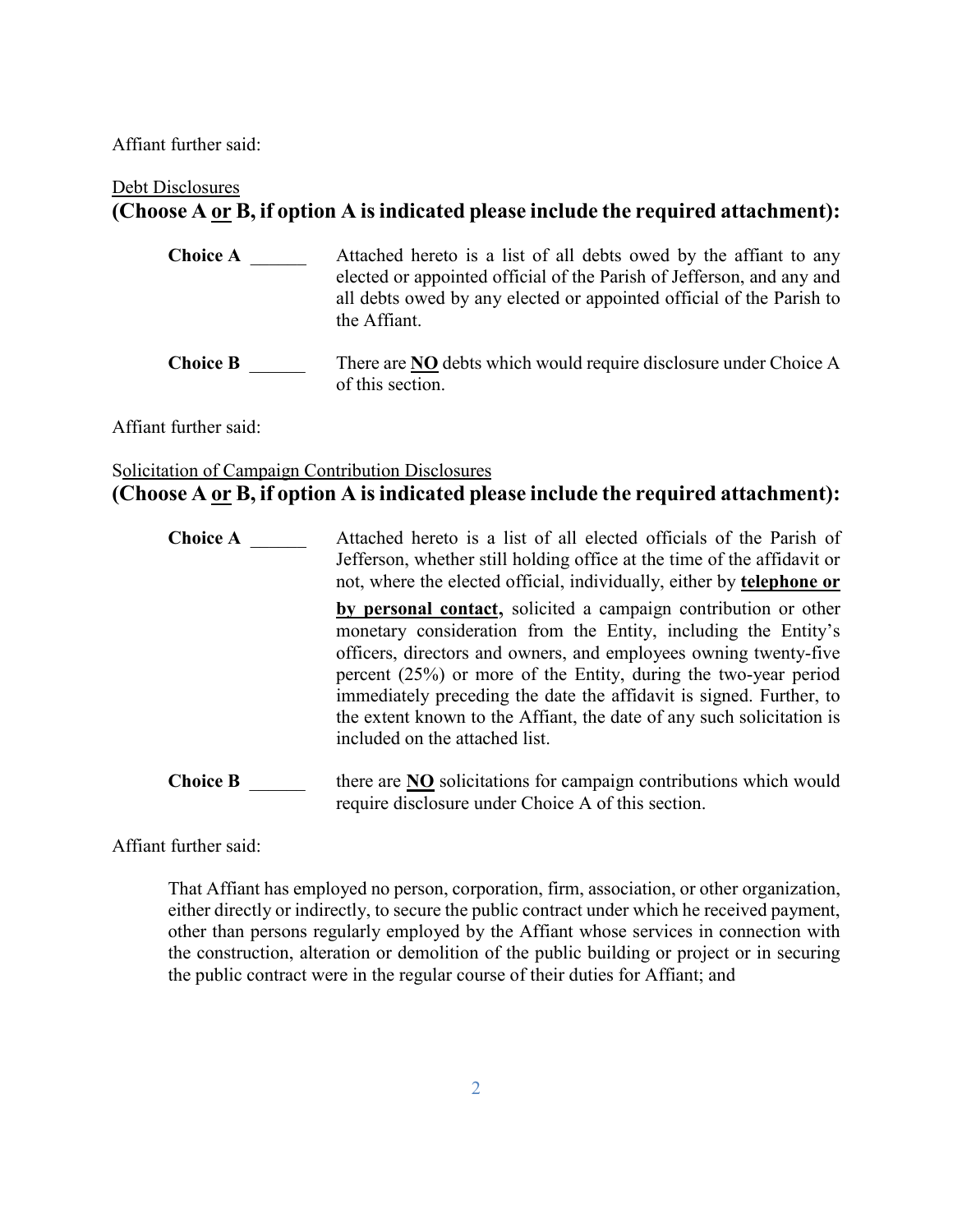Affiant further said:

Debt Disclosures

**(Choose A or B, if option A is indicated please include the required attachment):**

**Choice A** ______ Attached hereto is a list of all debts owed by the affiant to any elected or appointed official of the Parish of Jefferson, and any and all debts owed by any elected or appointed official of the Parish to the Affiant.

**Choice B** ______ There are **NO** debts which would require disclosure under Choice A of this section.

Affiant further said:

Solicitation of Campaign Contribution Disclosures

**(Choose A or B, if option A is indicated please include the required attachment):**

**Choice A** ______ Attached hereto is a list of all elected officials of the Parish of Jefferson, whether still holding office at the time of the affidavit or not, where the elected official, individually, either by **telephone or by personal contact,** solicited a campaign contribution or other monetary consideration from the Entity, including the Entity's officers, directors and owners, and employees owning twenty-five percent (25%) or more of the Entity, during the two-year period immediately preceding the date the affidavit is signed. Further, to the extent known to the Affiant, the date of any such solicitation is included on the attached list.

**Choice B** ______ there are **NO** solicitations for campaign contributions which would require disclosure under Choice A of this section.

Affiant further said:

That Affiant has employed no person, corporation, firm, association, or other organization, either directly or indirectly, to secure the public contract under which he received payment, other than persons regularly employed by the Affiant whose services in connection with the construction, alteration or demolition of the public building or project or in securing the public contract were in the regular course of their duties for Affiant; and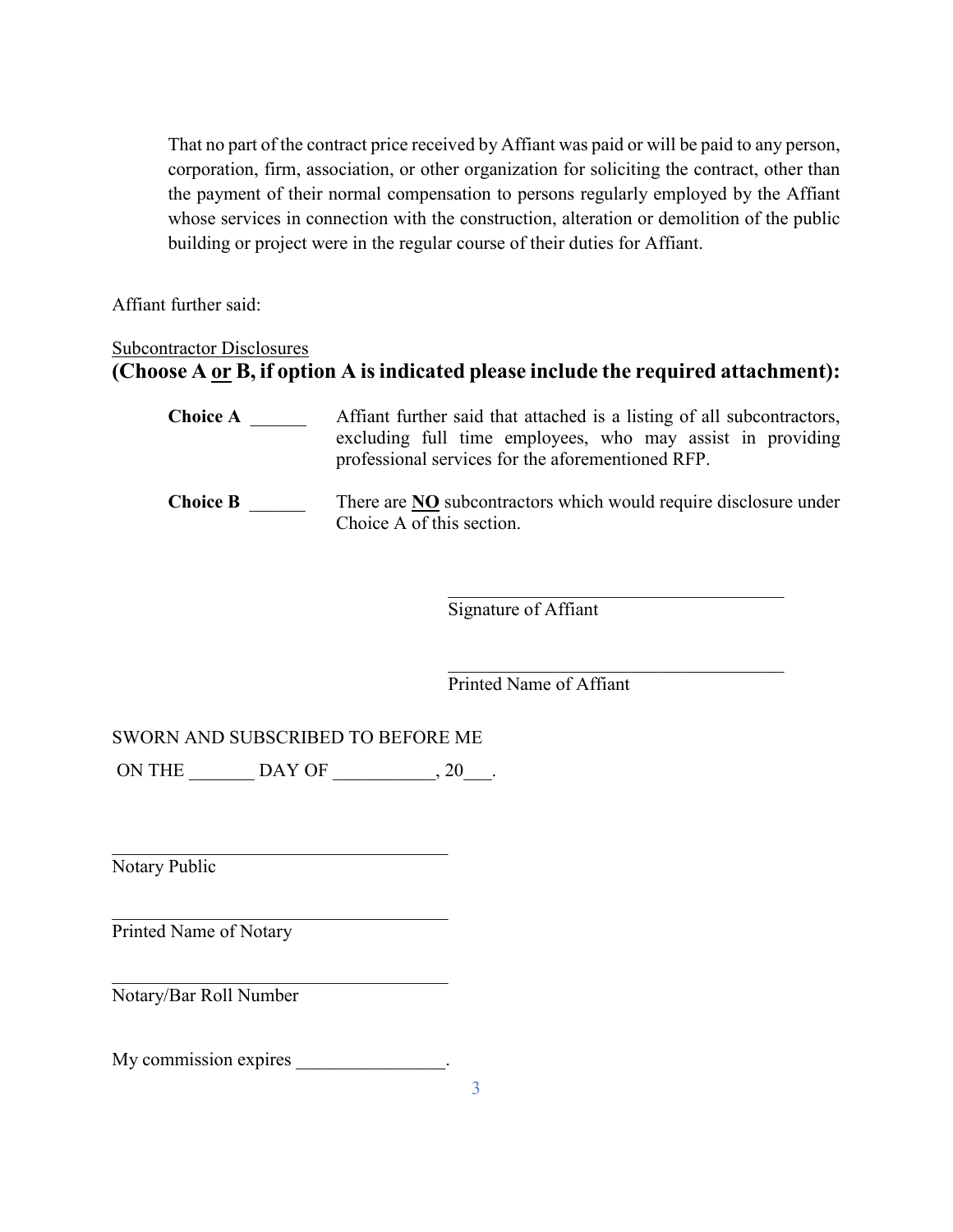That no part of the contract price received by Affiant was paid or will be paid to any person, corporation, firm, association, or other organization for soliciting the contract, other than the payment of their normal compensation to persons regularly employed by the Affiant whose services in connection with the construction, alteration or demolition of the public building or project were in the regular course of their duties for Affiant.

Affiant further said:

<u>Subcontractor Disclosures</u>

**(Choose A <u>or</u> B, if option A is indicated please include the required attachment):**

**Choice A** ______ Affiant further said that attached is a listing of all subcontractors, excluding full time employees, who may assist in providing professional services for the aforementioned RFP.

**Choice B** ______ There are <u>**NO**</u> subcontractors which would require disclosure under Choice A of this section.

_____________________________________
Signature of Affiant

_____________________________________
Printed Name of Affiant

SWORN AND SUBSCRIBED TO BEFORE ME

ON THE _______ DAY OF ___________, 20___.

_____________________________________
Notary Public

_____________________________________
Printed Name of Notary

_____________________________________
Notary/Bar Roll Number

My commission expires ________________.